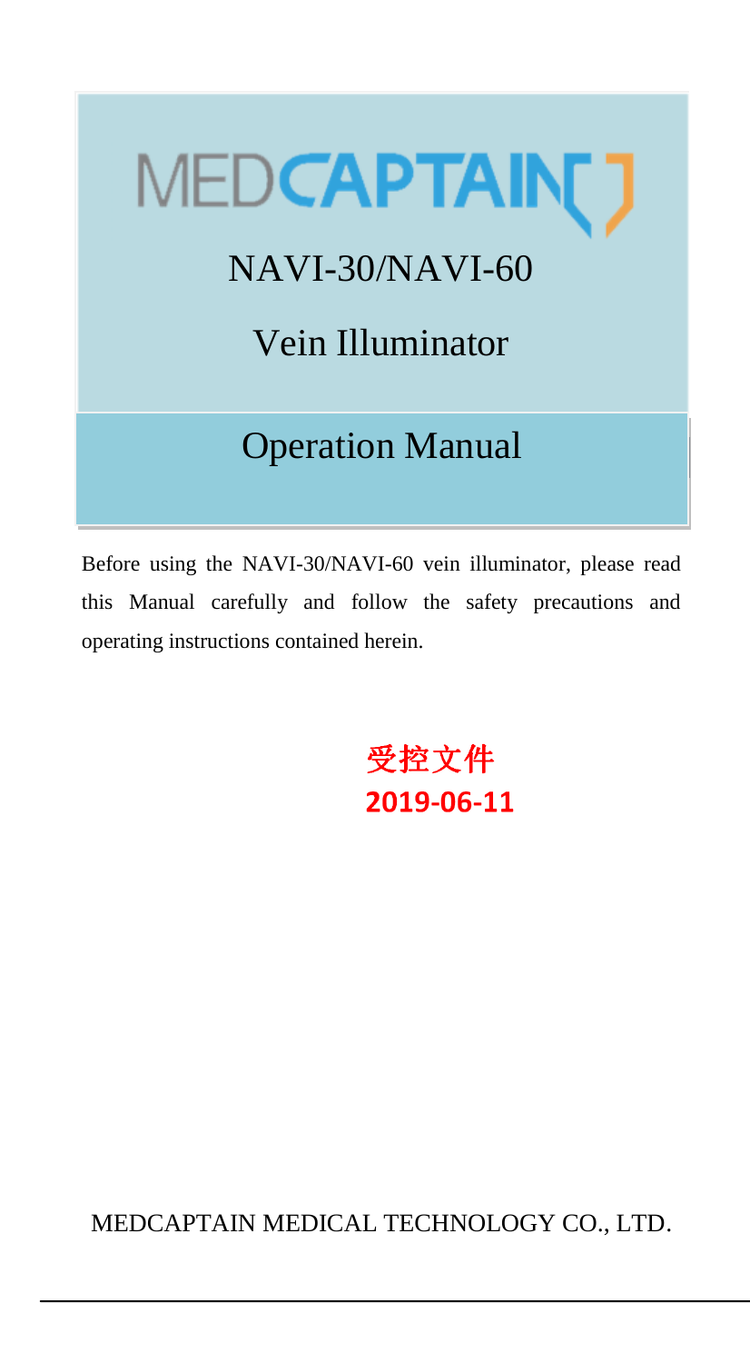# MEDCAPTAIN

# NAVI-30/NAVI-60

# Vein Illuminator

## Operation Manual

Before using the NAVI-30/NAVI-60 vein illuminator, please read this Manual carefully and follow the safety precautions and operating instructions contained herein.

受控文件
**2019-06-11**

MEDCAPTAIN MEDICAL TECHNOLOGY CO., LTD.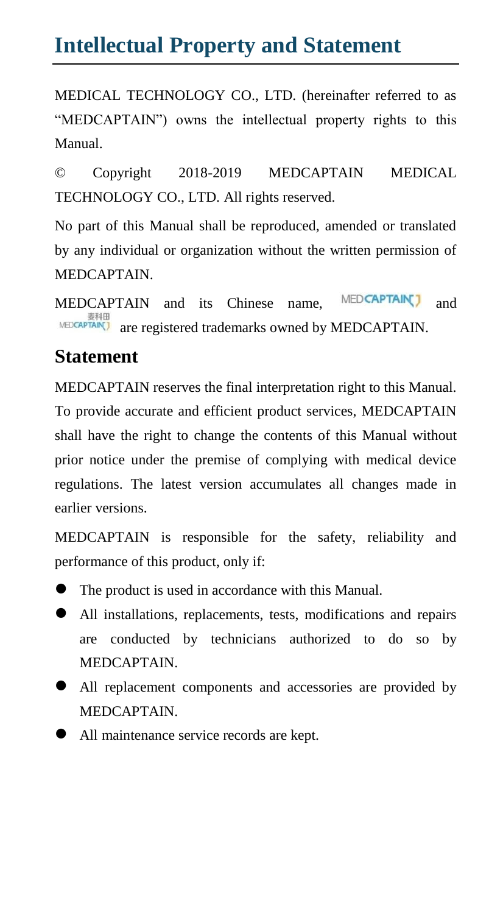# Intellectual Property and Statement

MEDICAL TECHNOLOGY CO., LTD. (hereinafter referred to as "MEDCAPTAIN") owns the intellectual property rights to this Manual.

© Copyright 2018-2019 MEDCAPTAIN MEDICAL TECHNOLOGY CO., LTD. All rights reserved.

No part of this Manual shall be reproduced, amended or translated by any individual or organization without the written permission of MEDCAPTAIN.

MEDCAPTAIN and its Chinese name, MEDCAPTAIN and 麦科田 MEDCAPTAIN are registered trademarks owned by MEDCAPTAIN.

## Statement

MEDCAPTAIN reserves the final interpretation right to this Manual. To provide accurate and efficient product services, MEDCAPTAIN shall have the right to change the contents of this Manual without prior notice under the premise of complying with medical device regulations. The latest version accumulates all changes made in earlier versions.

MEDCAPTAIN is responsible for the safety, reliability and performance of this product, only if:

- The product is used in accordance with this Manual.
- All installations, replacements, tests, modifications and repairs are conducted by technicians authorized to do so by MEDCAPTAIN.
- All replacement components and accessories are provided by MEDCAPTAIN.
- All maintenance service records are kept.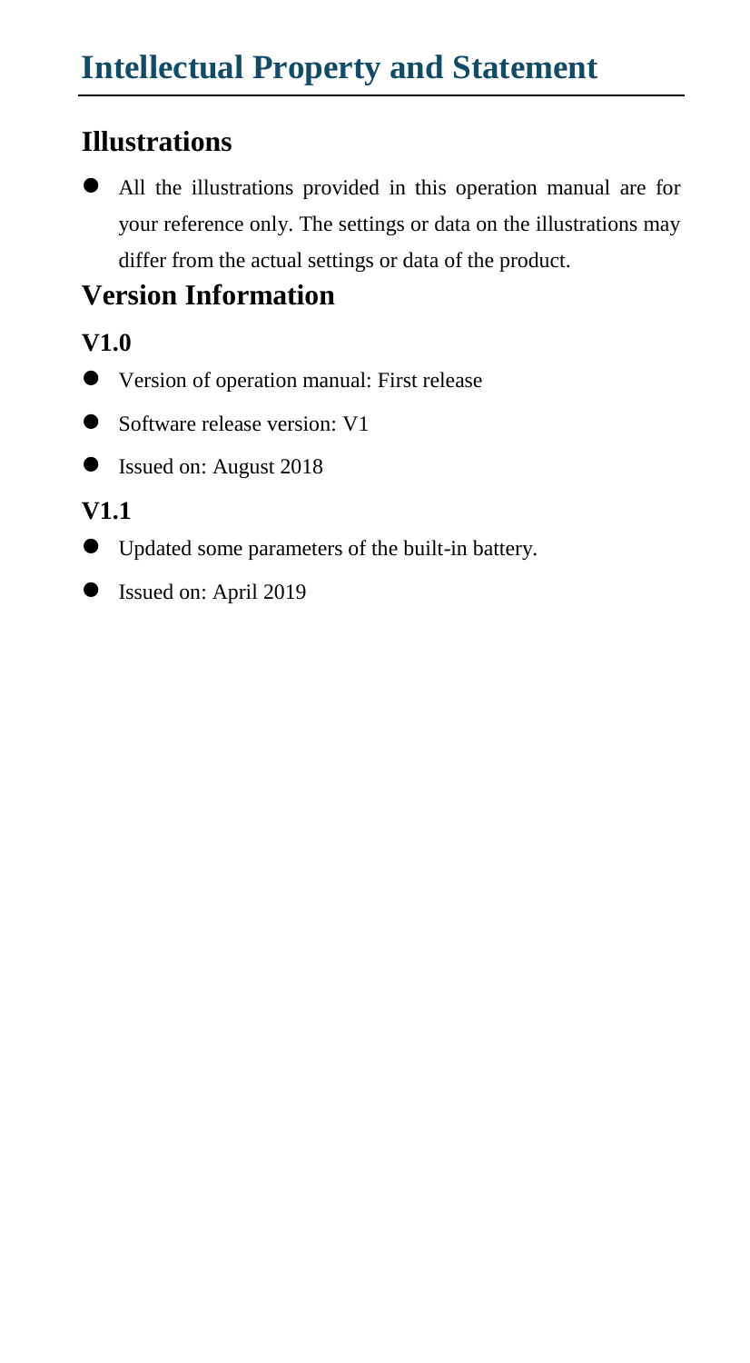# Intellectual Property and Statement

## Illustrations

- All the illustrations provided in this operation manual are for your reference only. The settings or data on the illustrations may differ from the actual settings or data of the product.

## Version Information

### V1.0

- Version of operation manual: First release
- Software release version: V1
- Issued on: August 2018

### V1.1

- Updated some parameters of the built-in battery.
- Issued on: April 2019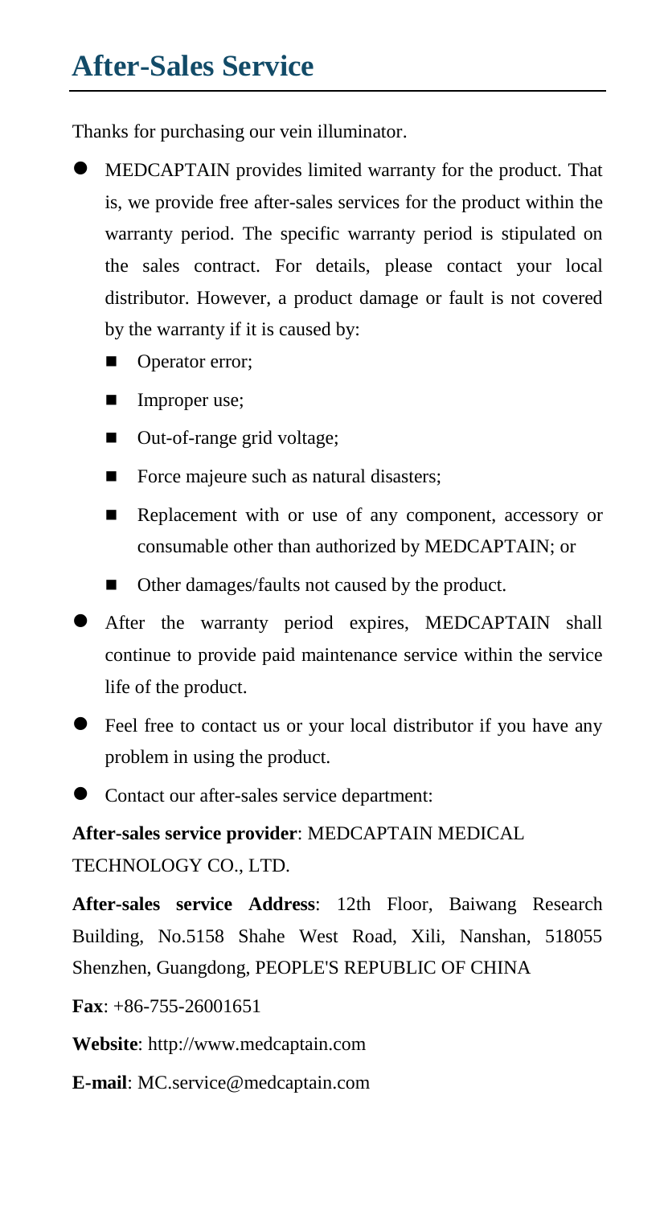# After-Sales Service

Thanks for purchasing our vein illuminator.

- MEDCAPTAIN provides limited warranty for the product. That is, we provide free after-sales services for the product within the warranty period. The specific warranty period is stipulated on the sales contract. For details, please contact your local distributor. However, a product damage or fault is not covered by the warranty if it is caused by:
  - Operator error;
  - Improper use;
  - Out-of-range grid voltage;
  - Force majeure such as natural disasters;
  - Replacement with or use of any component, accessory or consumable other than authorized by MEDCAPTAIN; or
  - Other damages/faults not caused by the product.
- After the warranty period expires, MEDCAPTAIN shall continue to provide paid maintenance service within the service life of the product.
- Feel free to contact us or your local distributor if you have any problem in using the product.
- Contact our after-sales service department:

**After-sales service provider**: MEDCAPTAIN MEDICAL TECHNOLOGY CO., LTD.

**After-sales service Address**: 12th Floor, Baiwang Research Building, No.5158 Shahe West Road, Xili, Nanshan, 518055 Shenzhen, Guangdong, PEOPLE'S REPUBLIC OF CHINA

**Fax**: +86-755-26001651

**Website**: http://www.medcaptain.com

**E-mail**: MC.service@medcaptain.com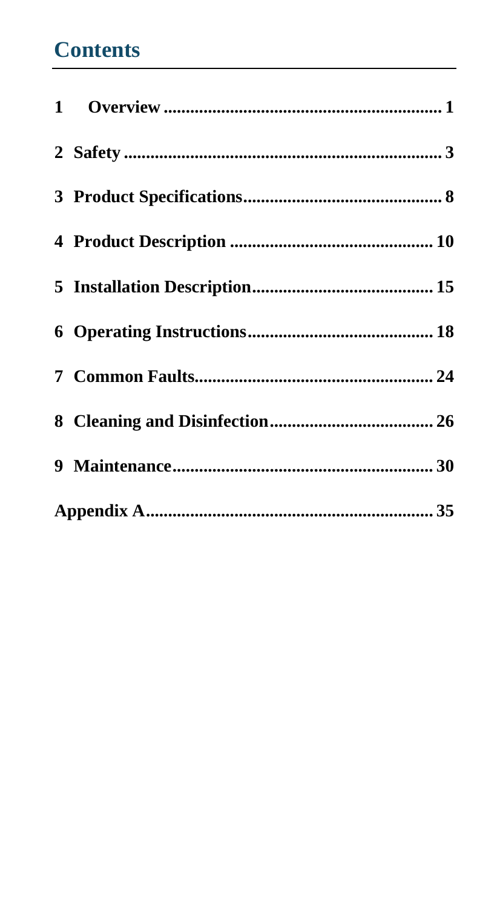# Contents

| | |
|---|---|
| **1 Overview** | **1** |
| **2 Safety** | **3** |
| **3 Product Specifications** | **8** |
| **4 Product Description** | **10** |
| **5 Installation Description** | **15** |
| **6 Operating Instructions** | **18** |
| **7 Common Faults** | **24** |
| **8 Cleaning and Disinfection** | **26** |
| **9 Maintenance** | **30** |
| **Appendix A** | **35** |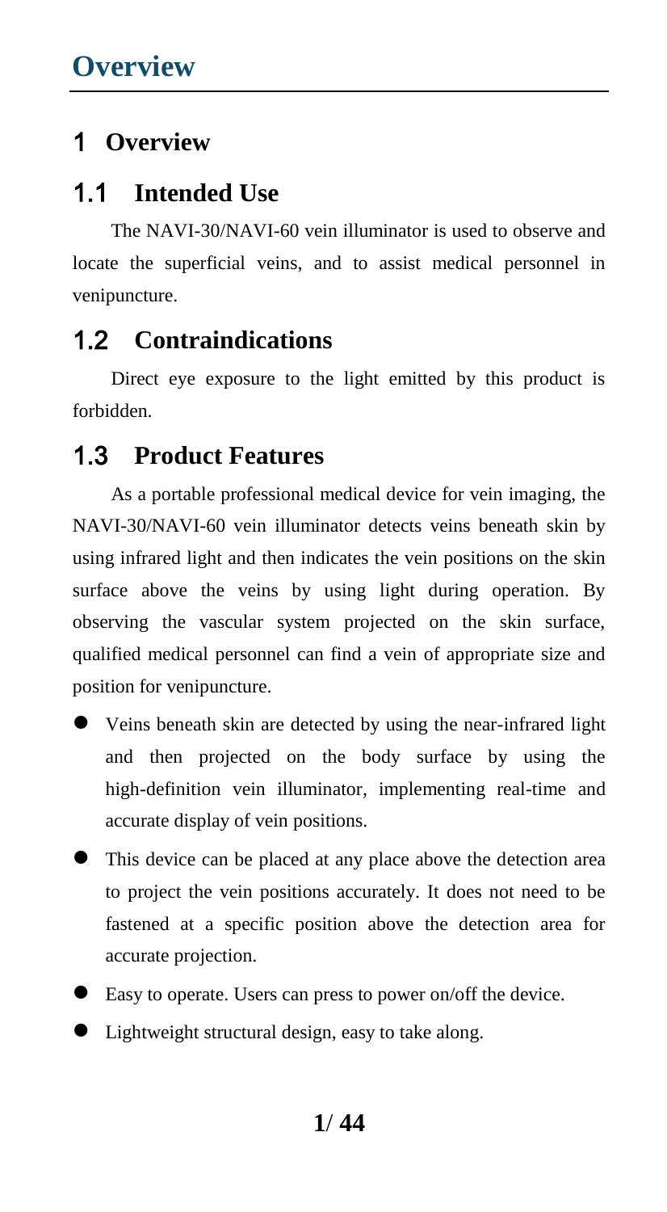# 1 Overview

## 1.1 Intended Use

The NAVI-30/NAVI-60 vein illuminator is used to observe and locate the superficial veins, and to assist medical personnel in venipuncture.

## 1.2 Contraindications

Direct eye exposure to the light emitted by this product is forbidden.

## 1.3 Product Features

As a portable professional medical device for vein imaging, the NAVI-30/NAVI-60 vein illuminator detects veins beneath skin by using infrared light and then indicates the vein positions on the skin surface above the veins by using light during operation. By observing the vascular system projected on the skin surface, qualified medical personnel can find a vein of appropriate size and position for venipuncture.

- Veins beneath skin are detected by using the near-infrared light and then projected on the body surface by using the high-definition vein illuminator, implementing real-time and accurate display of vein positions.
- This device can be placed at any place above the detection area to project the vein positions accurately. It does not need to be fastened at a specific position above the detection area for accurate projection.
- Easy to operate. Users can press to power on/off the device.
- Lightweight structural design, easy to take along.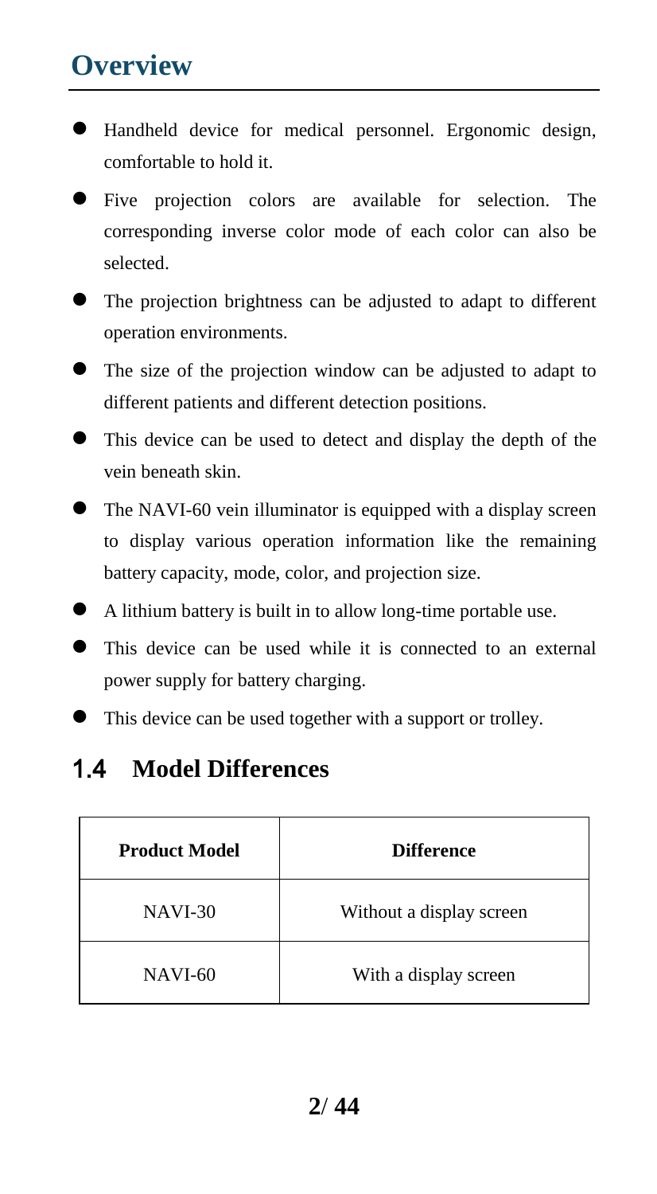# Overview

- Handheld device for medical personnel. Ergonomic design, comfortable to hold it.
- Five projection colors are available for selection. The corresponding inverse color mode of each color can also be selected.
- The projection brightness can be adjusted to adapt to different operation environments.
- The size of the projection window can be adjusted to adapt to different patients and different detection positions.
- This device can be used to detect and display the depth of the vein beneath skin.
- The NAVI-60 vein illuminator is equipped with a display screen to display various operation information like the remaining battery capacity, mode, color, and projection size.
- A lithium battery is built in to allow long-time portable use.
- This device can be used while it is connected to an external power supply for battery charging.
- This device can be used together with a support or trolley.

## 1.4 Model Differences

| Product Model | Difference |
|---|---|
| NAVI-30 | Without a display screen |
| NAVI-60 | With a display screen |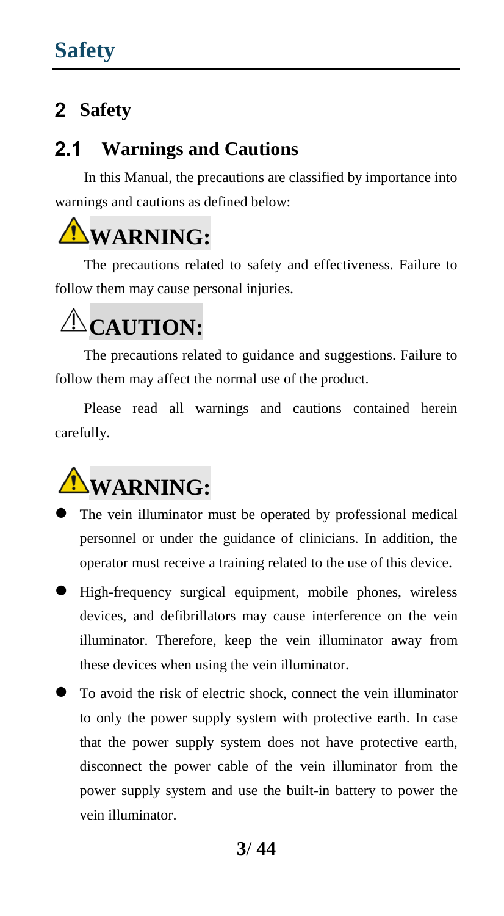# 2 Safety

## 2.1 Warnings and Cautions

In this Manual, the precautions are classified by importance into warnings and cautions as defined below:

**⚠WARNING:**

The precautions related to safety and effectiveness. Failure to follow them may cause personal injuries.

**⚠CAUTION:**

The precautions related to guidance and suggestions. Failure to follow them may affect the normal use of the product.

Please read all warnings and cautions contained herein carefully.

**⚠WARNING:**

- The vein illuminator must be operated by professional medical personnel or under the guidance of clinicians. In addition, the operator must receive a training related to the use of this device.
- High-frequency surgical equipment, mobile phones, wireless devices, and defibrillators may cause interference on the vein illuminator. Therefore, keep the vein illuminator away from these devices when using the vein illuminator.
- To avoid the risk of electric shock, connect the vein illuminator to only the power supply system with protective earth. In case that the power supply system does not have protective earth, disconnect the power cable of the vein illuminator from the power supply system and use the built-in battery to power the vein illuminator.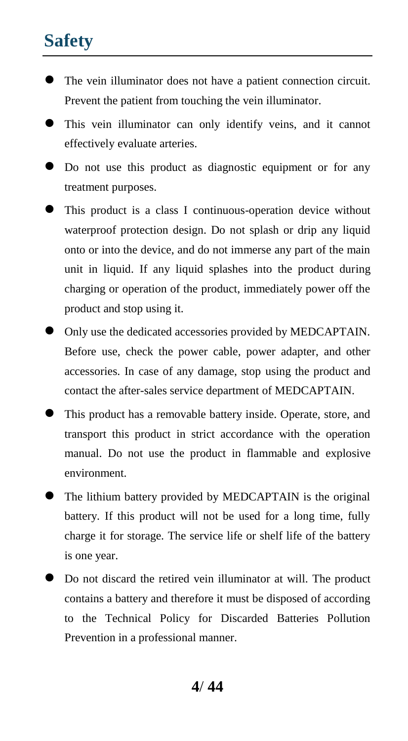# Safety

- The vein illuminator does not have a patient connection circuit. Prevent the patient from touching the vein illuminator.
- This vein illuminator can only identify veins, and it cannot effectively evaluate arteries.
- Do not use this product as diagnostic equipment or for any treatment purposes.
- This product is a class I continuous-operation device without waterproof protection design. Do not splash or drip any liquid onto or into the device, and do not immerse any part of the main unit in liquid. If any liquid splashes into the product during charging or operation of the product, immediately power off the product and stop using it.
- Only use the dedicated accessories provided by MEDCAPTAIN. Before use, check the power cable, power adapter, and other accessories. In case of any damage, stop using the product and contact the after-sales service department of MEDCAPTAIN.
- This product has a removable battery inside. Operate, store, and transport this product in strict accordance with the operation manual. Do not use the product in flammable and explosive environment.
- The lithium battery provided by MEDCAPTAIN is the original battery. If this product will not be used for a long time, fully charge it for storage. The service life or shelf life of the battery is one year.
- Do not discard the retired vein illuminator at will. The product contains a battery and therefore it must be disposed of according to the Technical Policy for Discarded Batteries Pollution Prevention in a professional manner.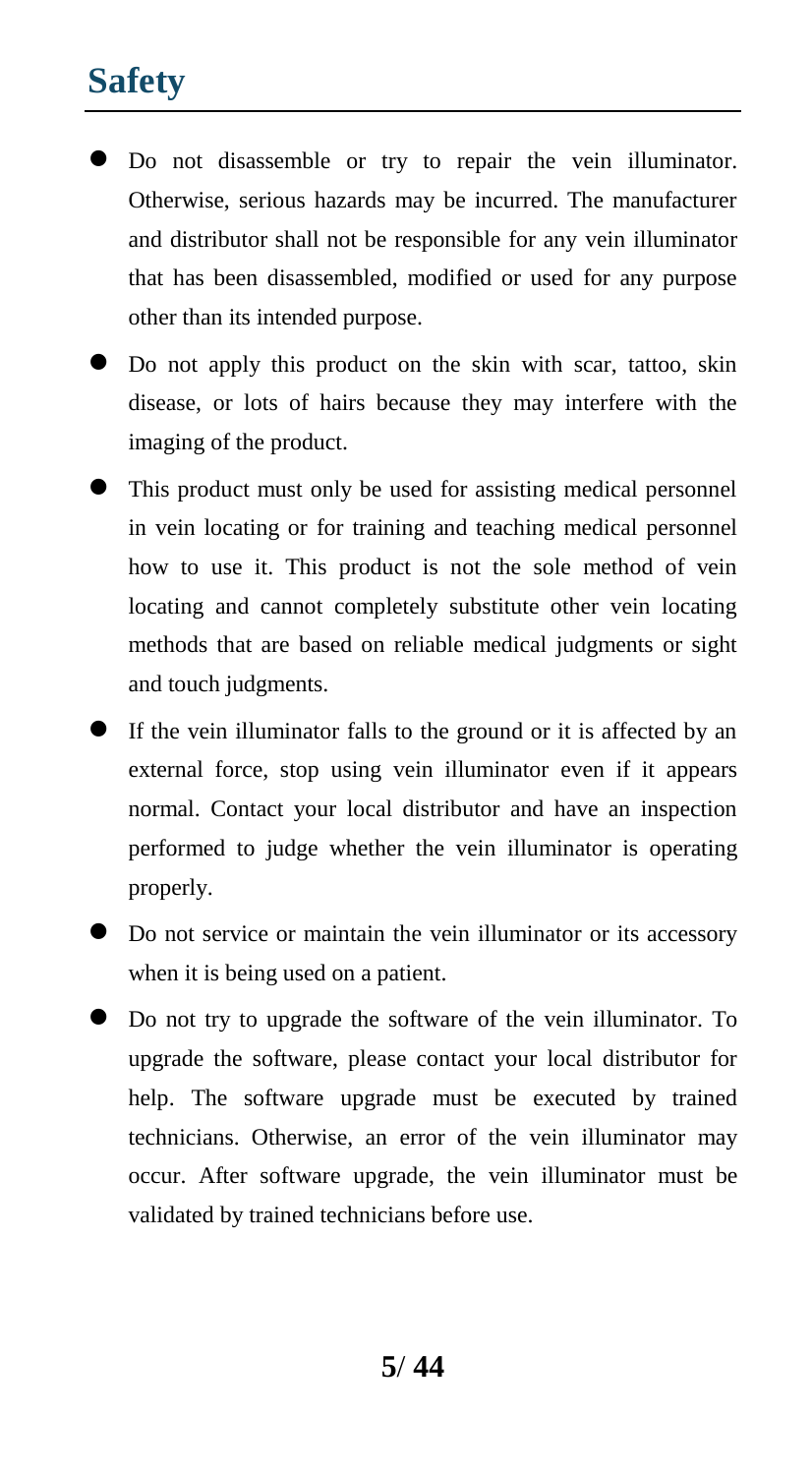# Safety

- Do not disassemble or try to repair the vein illuminator. Otherwise, serious hazards may be incurred. The manufacturer and distributor shall not be responsible for any vein illuminator that has been disassembled, modified or used for any purpose other than its intended purpose.
- Do not apply this product on the skin with scar, tattoo, skin disease, or lots of hairs because they may interfere with the imaging of the product.
- This product must only be used for assisting medical personnel in vein locating or for training and teaching medical personnel how to use it. This product is not the sole method of vein locating and cannot completely substitute other vein locating methods that are based on reliable medical judgments or sight and touch judgments.
- If the vein illuminator falls to the ground or it is affected by an external force, stop using vein illuminator even if it appears normal. Contact your local distributor and have an inspection performed to judge whether the vein illuminator is operating properly.
- Do not service or maintain the vein illuminator or its accessory when it is being used on a patient.
- Do not try to upgrade the software of the vein illuminator. To upgrade the software, please contact your local distributor for help. The software upgrade must be executed by trained technicians. Otherwise, an error of the vein illuminator may occur. After software upgrade, the vein illuminator must be validated by trained technicians before use.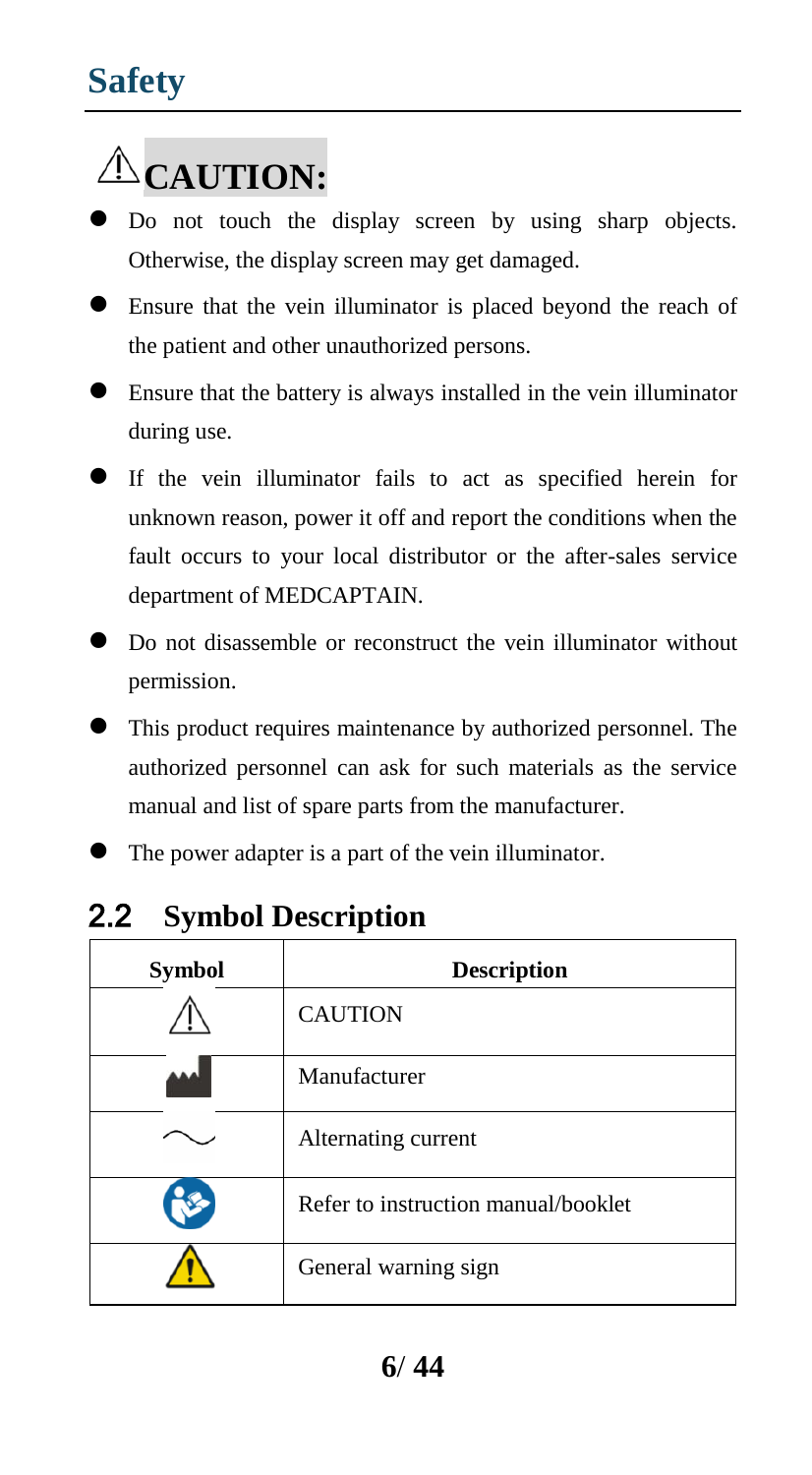# Safety

## ⚠ CAUTION:

- Do not touch the display screen by using sharp objects. Otherwise, the display screen may get damaged.
- Ensure that the vein illuminator is placed beyond the reach of the patient and other unauthorized persons.
- Ensure that the battery is always installed in the vein illuminator during use.
- If the vein illuminator fails to act as specified herein for unknown reason, power it off and report the conditions when the fault occurs to your local distributor or the after-sales service department of MEDCAPTAIN.
- Do not disassemble or reconstruct the vein illuminator without permission.
- This product requires maintenance by authorized personnel. The authorized personnel can ask for such materials as the service manual and list of spare parts from the manufacturer.
- The power adapter is a part of the vein illuminator.

## 2.2 Symbol Description

| Symbol | Description |
| --- | --- |
| ⚠ | CAUTION |
| | Manufacturer |
| ∼ | Alternating current |
| | Refer to instruction manual/booklet |
| ⚠ | General warning sign |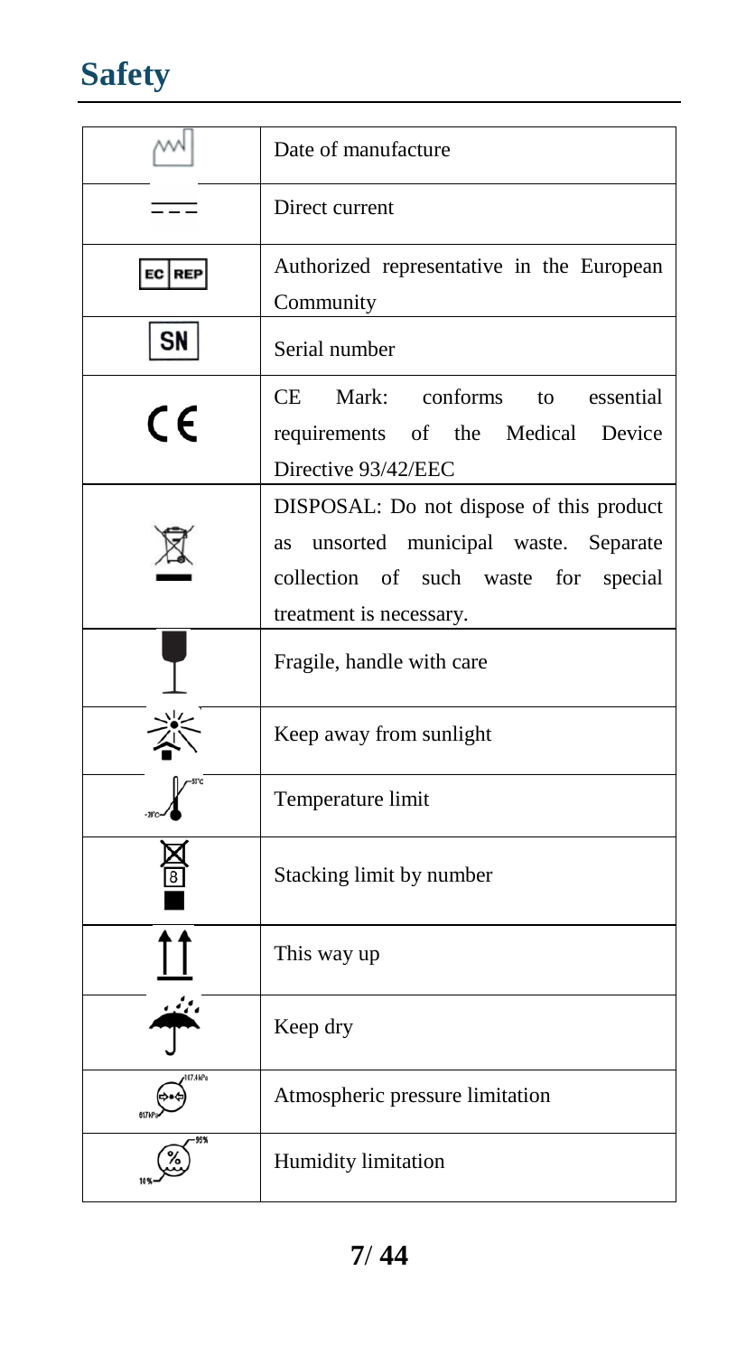# Safety

| Symbol | Description |
| --- | --- |
| | Date of manufacture |
| | Direct current |
| EC REP | Authorized representative in the European Community |
| SN | Serial number |
| CE | CE Mark: conforms to essential requirements of the Medical Device Directive 93/42/EEC |
| | DISPOSAL: Do not dispose of this product as unsorted municipal waste. Separate collection of such waste for special treatment is necessary. |
| | Fragile, handle with care |
| | Keep away from sunlight |
| | Temperature limit |
| 8 | Stacking limit by number |
| | This way up |
| | Keep dry |
| | Atmospheric pressure limitation |
| % | Humidity limitation |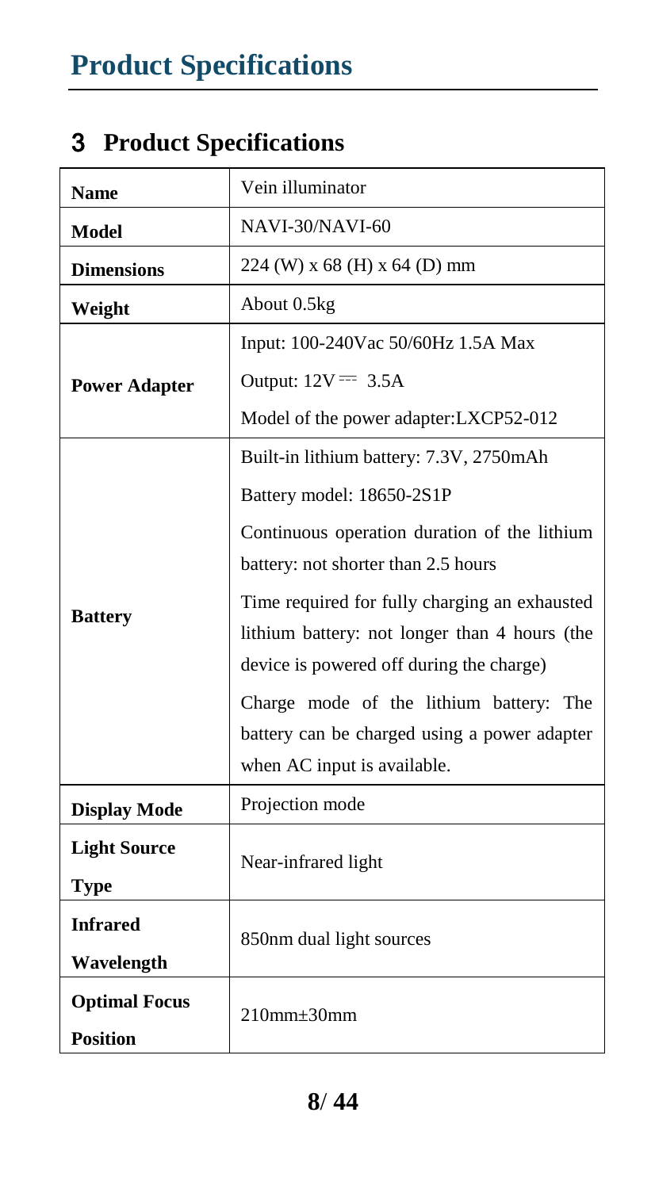# 3 Product Specifications

| Name | Vein illuminator |
|---|---|
| **Model** | NAVI-30/NAVI-60 |
| **Dimensions** | 224 (W) x 68 (H) x 64 (D) mm |
| **Weight** | About 0.5kg |
| **Power Adapter** | Input: 100-240Vac 50/60Hz 1.5A Max<br>Output: 12V ⎓ 3.5A<br>Model of the power adapter:LXCP52-012 |
| **Battery** | Built-in lithium battery: 7.3V, 2750mAh<br>Battery model: 18650-2S1P<br>Continuous operation duration of the lithium battery: not shorter than 2.5 hours<br>Time required for fully charging an exhausted lithium battery: not longer than 4 hours (the device is powered off during the charge)<br>Charge mode of the lithium battery: The battery can be charged using a power adapter when AC input is available. |
| **Display Mode** | Projection mode |
| **Light Source Type** | Near-infrared light |
| **Infrared Wavelength** | 850nm dual light sources |
| **Optimal Focus Position** | 210mm±30mm |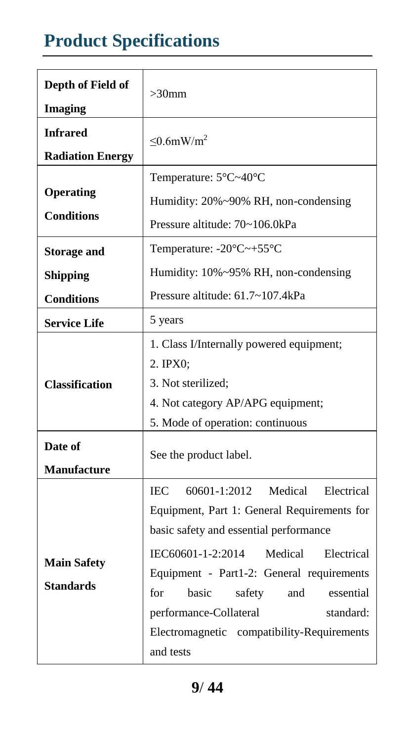# Product Specifications

| | |
|---|---|
| **Depth of Field of Imaging** | >30mm |
| **Infrared Radiation Energy** | ≤0.6mW/m$^2$ |
| **Operating Conditions** | Temperature: 5°C~40°C<br>Humidity: 20%~90% RH, non-condensing<br>Pressure altitude: 70~106.0kPa |
| **Storage and Shipping Conditions** | Temperature: -20°C~+55°C<br>Humidity: 10%~95% RH, non-condensing<br>Pressure altitude: 61.7~107.4kPa |
| **Service Life** | 5 years |
| **Classification** | 1. Class I/Internally powered equipment;<br>2. IPX0;<br>3. Not sterilized;<br>4. Not category AP/APG equipment;<br>5. Mode of operation: continuous |
| **Date of Manufacture** | See the product label. |
| **Main Safety Standards** | IEC 60601-1:2012 Medical Electrical Equipment, Part 1: General Requirements for basic safety and essential performance<br>IEC60601-1-2:2014 Medical Electrical Equipment - Part1-2: General requirements for basic safety and essential performance-Collateral standard: Electromagnetic compatibility-Requirements and tests |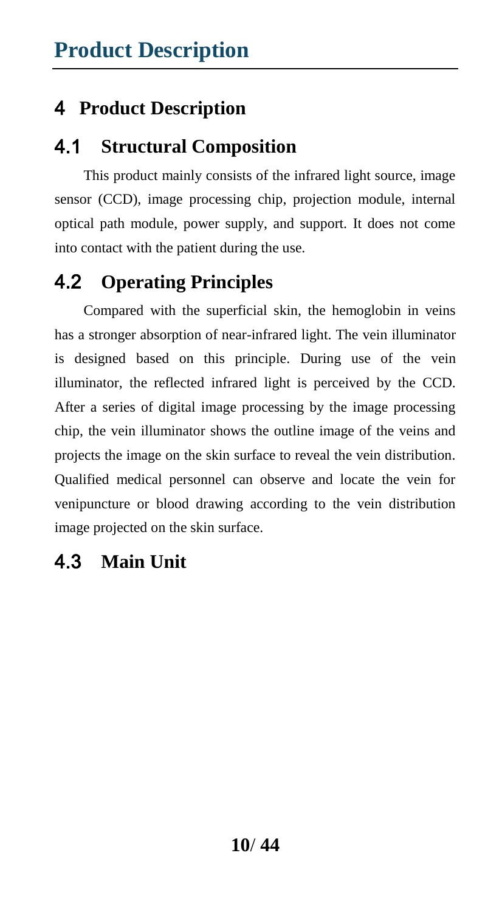# 4 Product Description

## 4.1 Structural Composition

This product mainly consists of the infrared light source, image sensor (CCD), image processing chip, projection module, internal optical path module, power supply, and support. It does not come into contact with the patient during the use.

## 4.2 Operating Principles

Compared with the superficial skin, the hemoglobin in veins has a stronger absorption of near-infrared light. The vein illuminator is designed based on this principle. During use of the vein illuminator, the reflected infrared light is perceived by the CCD. After a series of digital image processing by the image processing chip, the vein illuminator shows the outline image of the veins and projects the image on the skin surface to reveal the vein distribution. Qualified medical personnel can observe and locate the vein for venipuncture or blood drawing according to the vein distribution image projected on the skin surface.

## 4.3 Main Unit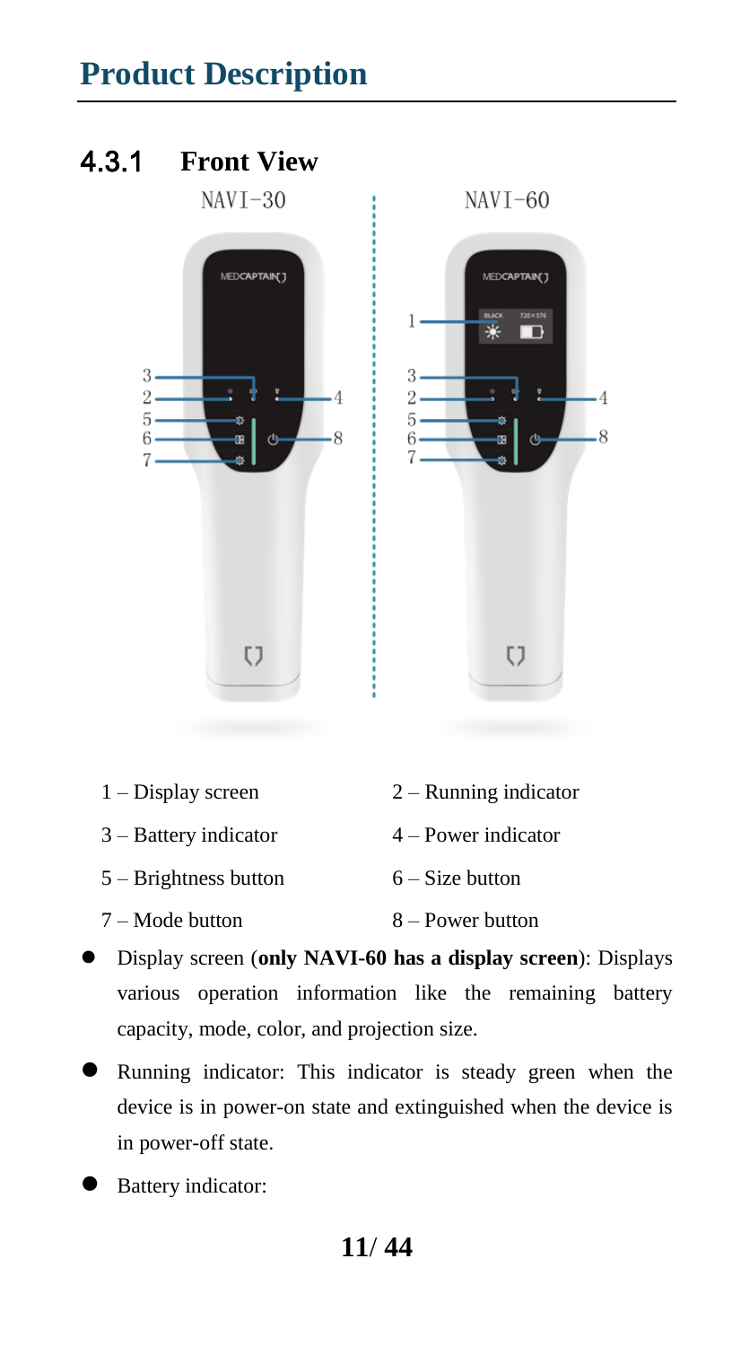# Product Description

### 4.3.1 Front View

NAVI-30

NAVI-60

1 – Display screen

2 – Running indicator

3 – Battery indicator

4 – Power indicator

5 – Brightness button

6 – Size button

7 – Mode button

8 – Power button

- Display screen (**only NAVI-60 has a display screen**): Displays various operation information like the remaining battery capacity, mode, color, and projection size.
- Running indicator: This indicator is steady green when the device is in power-on state and extinguished when the device is in power-off state.
- Battery indicator: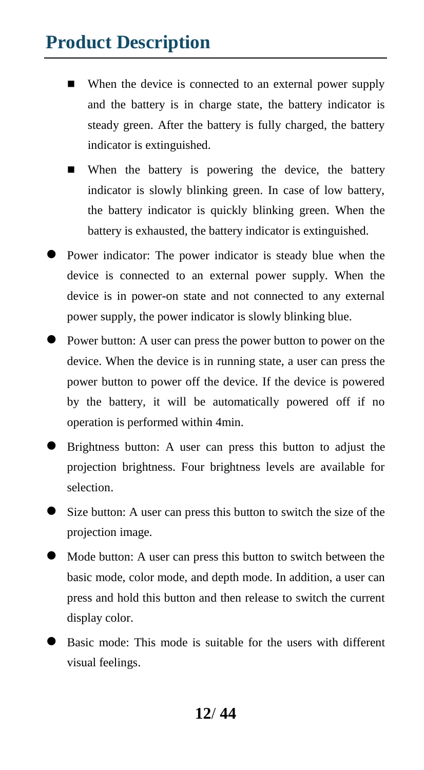# Product Description

  - When the device is connected to an external power supply and the battery is in charge state, the battery indicator is steady green. After the battery is fully charged, the battery indicator is extinguished.
  - When the battery is powering the device, the battery indicator is slowly blinking green. In case of low battery, the battery indicator is quickly blinking green. When the battery is exhausted, the battery indicator is extinguished.

- Power indicator: The power indicator is steady blue when the device is connected to an external power supply. When the device is in power-on state and not connected to any external power supply, the power indicator is slowly blinking blue.
- Power button: A user can press the power button to power on the device. When the device is in running state, a user can press the power button to power off the device. If the device is powered by the battery, it will be automatically powered off if no operation is performed within 4min.
- Brightness button: A user can press this button to adjust the projection brightness. Four brightness levels are available for selection.
- Size button: A user can press this button to switch the size of the projection image.
- Mode button: A user can press this button to switch between the basic mode, color mode, and depth mode. In addition, a user can press and hold this button and then release to switch the current display color.
- Basic mode: This mode is suitable for the users with different visual feelings.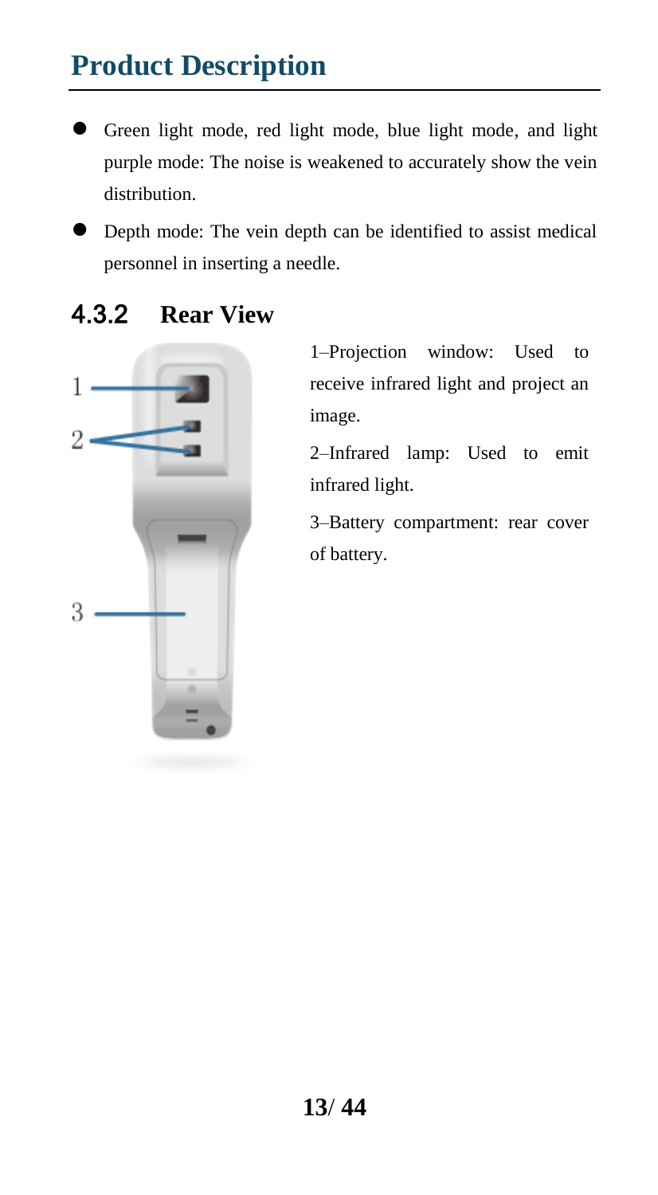# Product Description

- Green light mode, red light mode, blue light mode, and light purple mode: The noise is weakened to accurately show the vein distribution.
- Depth mode: The vein depth can be identified to assist medical personnel in inserting a needle.

### 4.3.2 Rear View

1–Projection window: Used to receive infrared light and project an image.

2–Infrared lamp: Used to emit infrared light.

3–Battery compartment: rear cover of battery.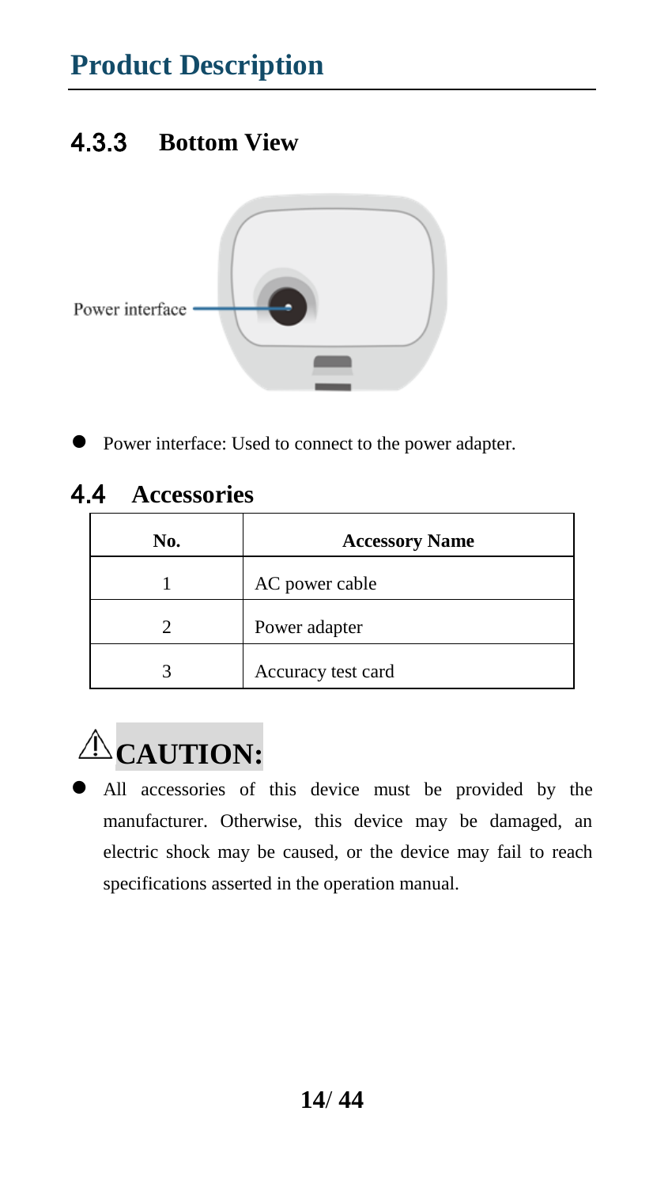### 4.3.3 Bottom View

Power interface

- Power interface: Used to connect to the power adapter.

## 4.4 Accessories

| No. | Accessory Name |
|---|---|
| 1 | AC power cable |
| 2 | Power adapter |
| 3 | Accuracy test card |

**⚠CAUTION:**

- All accessories of this device must be provided by the manufacturer. Otherwise, this device may be damaged, an electric shock may be caused, or the device may fail to reach specifications asserted in the operation manual.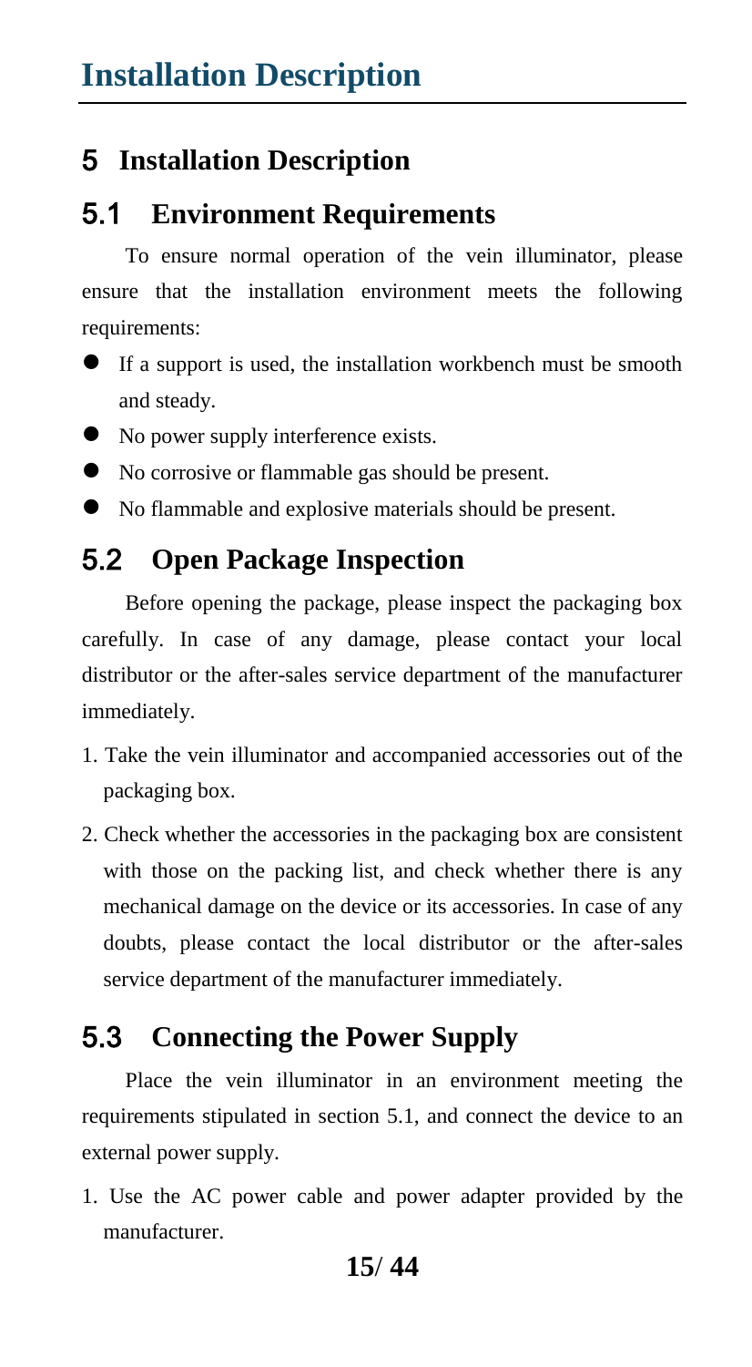# 5 Installation Description

## 5.1 Environment Requirements

To ensure normal operation of the vein illuminator, please ensure that the installation environment meets the following requirements:

- If a support is used, the installation workbench must be smooth and steady.
- No power supply interference exists.
- No corrosive or flammable gas should be present.
- No flammable and explosive materials should be present.

## 5.2 Open Package Inspection

Before opening the package, please inspect the packaging box carefully. In case of any damage, please contact your local distributor or the after-sales service department of the manufacturer immediately.

1. Take the vein illuminator and accompanied accessories out of the packaging box.
2. Check whether the accessories in the packaging box are consistent with those on the packing list, and check whether there is any mechanical damage on the device or its accessories. In case of any doubts, please contact the local distributor or the after-sales service department of the manufacturer immediately.

## 5.3 Connecting the Power Supply

Place the vein illuminator in an environment meeting the requirements stipulated in section 5.1, and connect the device to an external power supply.

1. Use the AC power cable and power adapter provided by the manufacturer.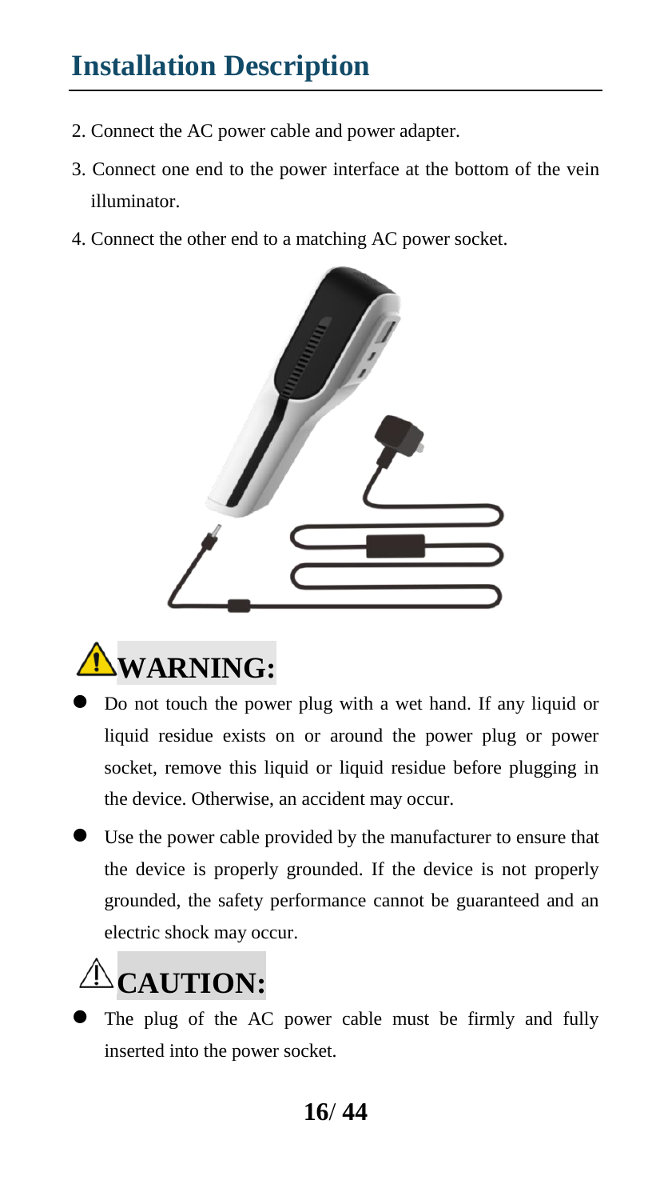# Installation Description

2. Connect the AC power cable and power adapter.
3. Connect one end to the power interface at the bottom of the vein illuminator.
4. Connect the other end to a matching AC power socket.

## ⚠WARNING:

- Do not touch the power plug with a wet hand. If any liquid or liquid residue exists on or around the power plug or power socket, remove this liquid or liquid residue before plugging in the device. Otherwise, an accident may occur.
- Use the power cable provided by the manufacturer to ensure that the device is properly grounded. If the device is not properly grounded, the safety performance cannot be guaranteed and an electric shock may occur.

## ⚠CAUTION:

- The plug of the AC power cable must be firmly and fully inserted into the power socket.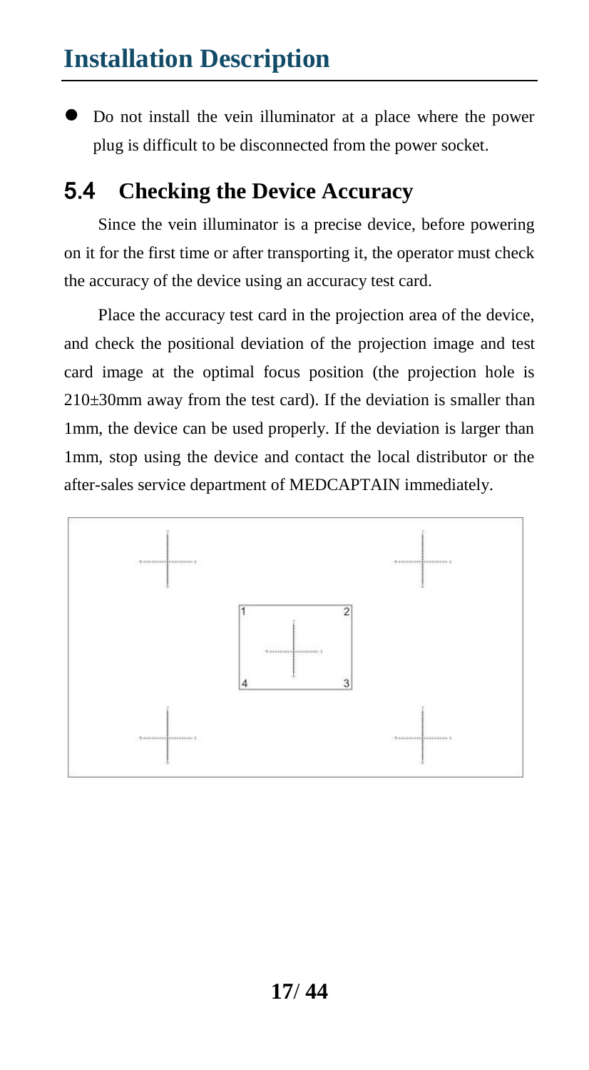# Installation Description

- Do not install the vein illuminator at a place where the power plug is difficult to be disconnected from the power socket.

## 5.4 Checking the Device Accuracy

Since the vein illuminator is a precise device, before powering on it for the first time or after transporting it, the operator must check the accuracy of the device using an accuracy test card.

Place the accuracy test card in the projection area of the device, and check the positional deviation of the projection image and test card image at the optimal focus position (the projection hole is 210±30mm away from the test card). If the deviation is smaller than 1mm, the device can be used properly. If the deviation is larger than 1mm, stop using the device and contact the local distributor or the after-sales service department of MEDCAPTAIN immediately.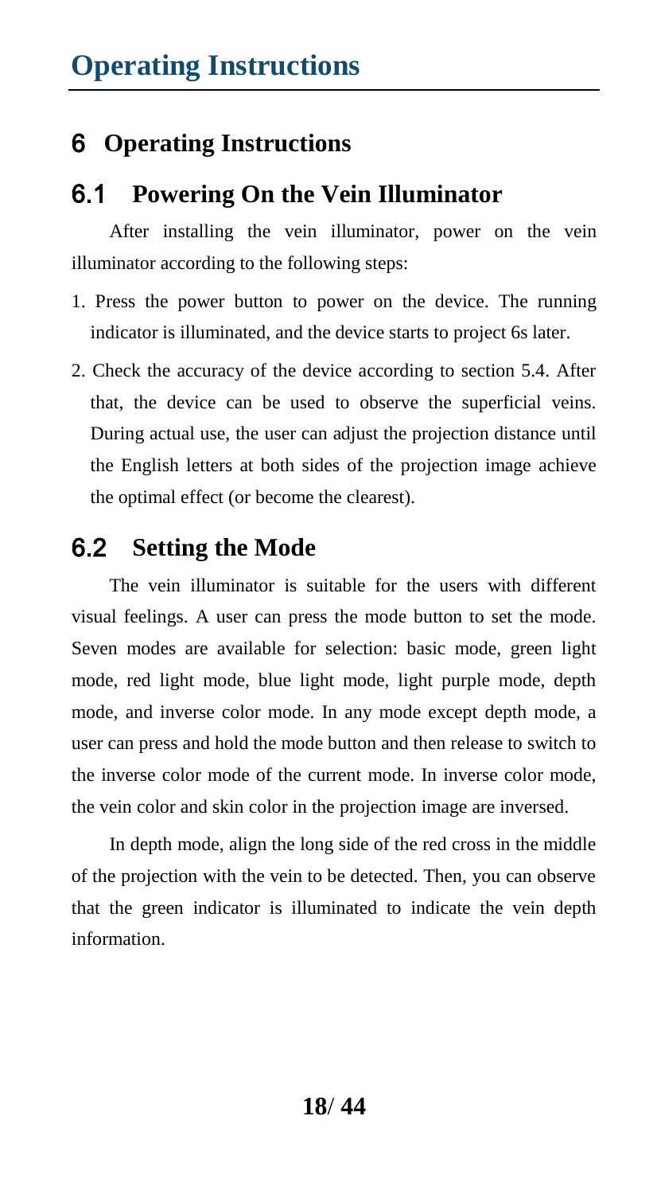# 6 Operating Instructions

## 6.1 Powering On the Vein Illuminator

After installing the vein illuminator, power on the vein illuminator according to the following steps:

1. Press the power button to power on the device. The running indicator is illuminated, and the device starts to project 6s later.
2. Check the accuracy of the device according to section 5.4. After that, the device can be used to observe the superficial veins. During actual use, the user can adjust the projection distance until the English letters at both sides of the projection image achieve the optimal effect (or become the clearest).

## 6.2 Setting the Mode

The vein illuminator is suitable for the users with different visual feelings. A user can press the mode button to set the mode. Seven modes are available for selection: basic mode, green light mode, red light mode, blue light mode, light purple mode, depth mode, and inverse color mode. In any mode except depth mode, a user can press and hold the mode button and then release to switch to the inverse color mode of the current mode. In inverse color mode, the vein color and skin color in the projection image are inversed.

In depth mode, align the long side of the red cross in the middle of the projection with the vein to be detected. Then, you can observe that the green indicator is illuminated to indicate the vein depth information.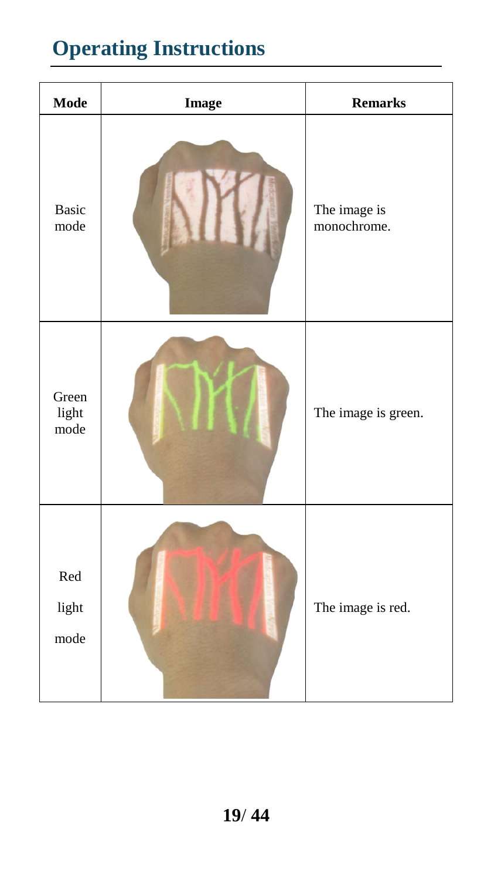# Operating Instructions

| Mode | Image | Remarks |
| --- | --- | --- |
| Basic mode | | The image is monochrome. |
| Green light mode | | The image is green. |
| Red light mode | | The image is red. |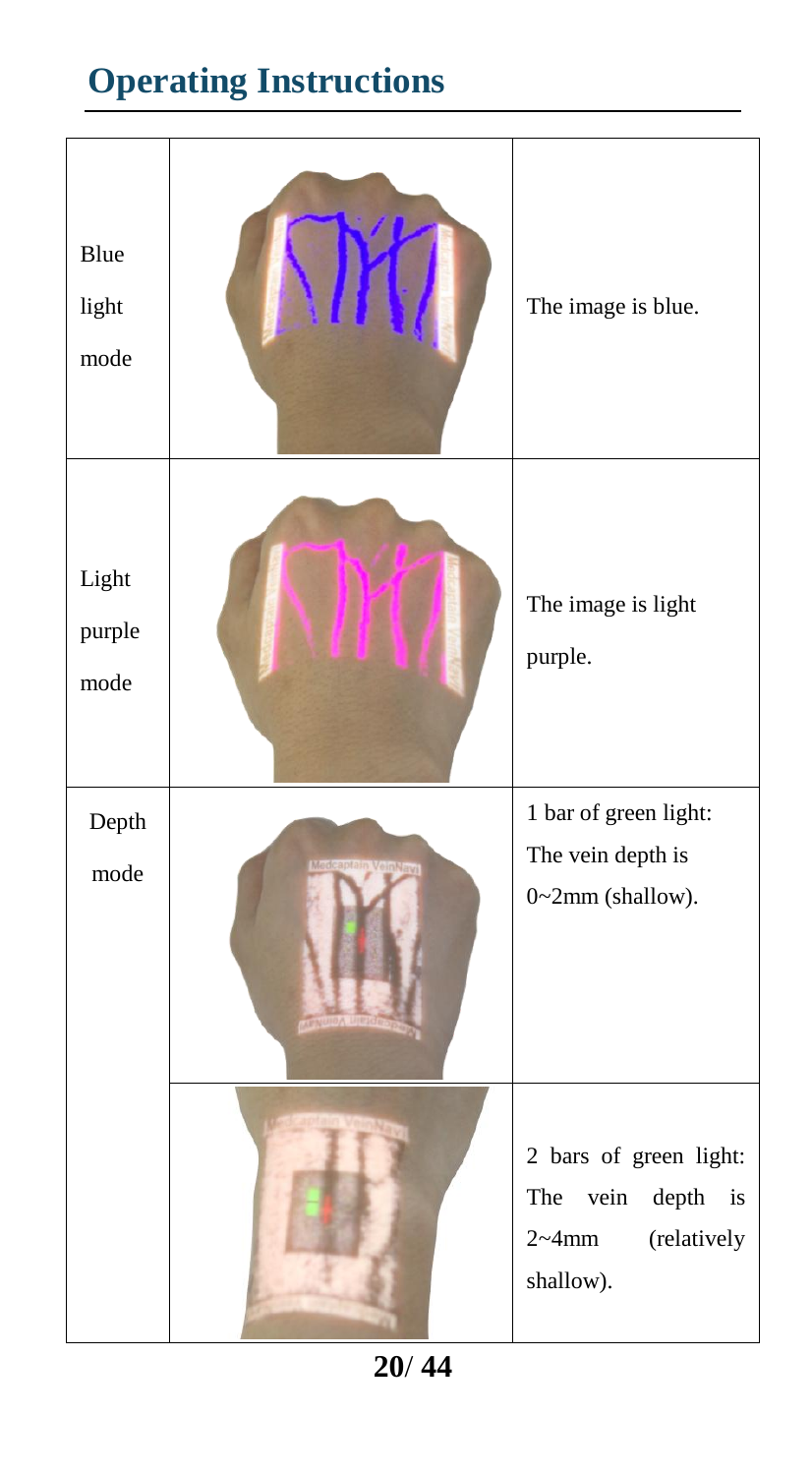# Operating Instructions

| Mode | Image | Description |
|---|---|---|
| Blue light mode | | The image is blue. |
| Light purple mode | | The image is light purple. |
| Depth mode | | 1 bar of green light: The vein depth is 0~2mm (shallow). |
| | | 2 bars of green light: The vein depth is 2~4mm (relatively shallow). |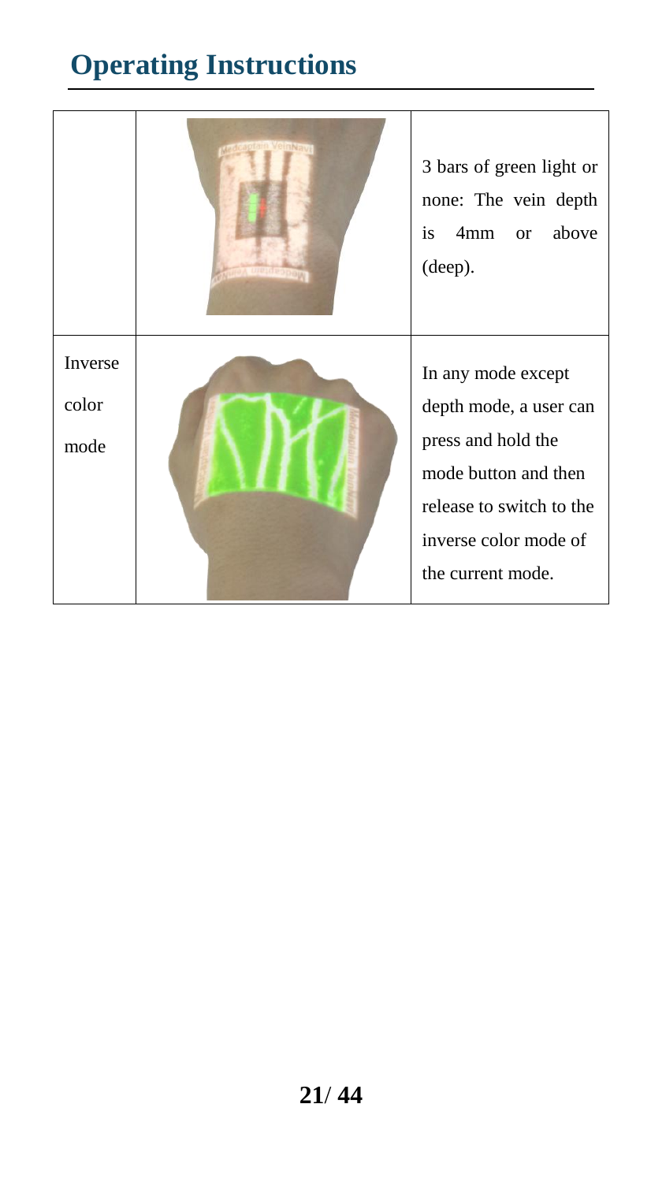# Operating Instructions

| | | |
|---|---|---|
| | | 3 bars of green light or none: The vein depth is 4mm or above (deep). |
| Inverse color mode | | In any mode except depth mode, a user can press and hold the mode button and then release to switch to the inverse color mode of the current mode. |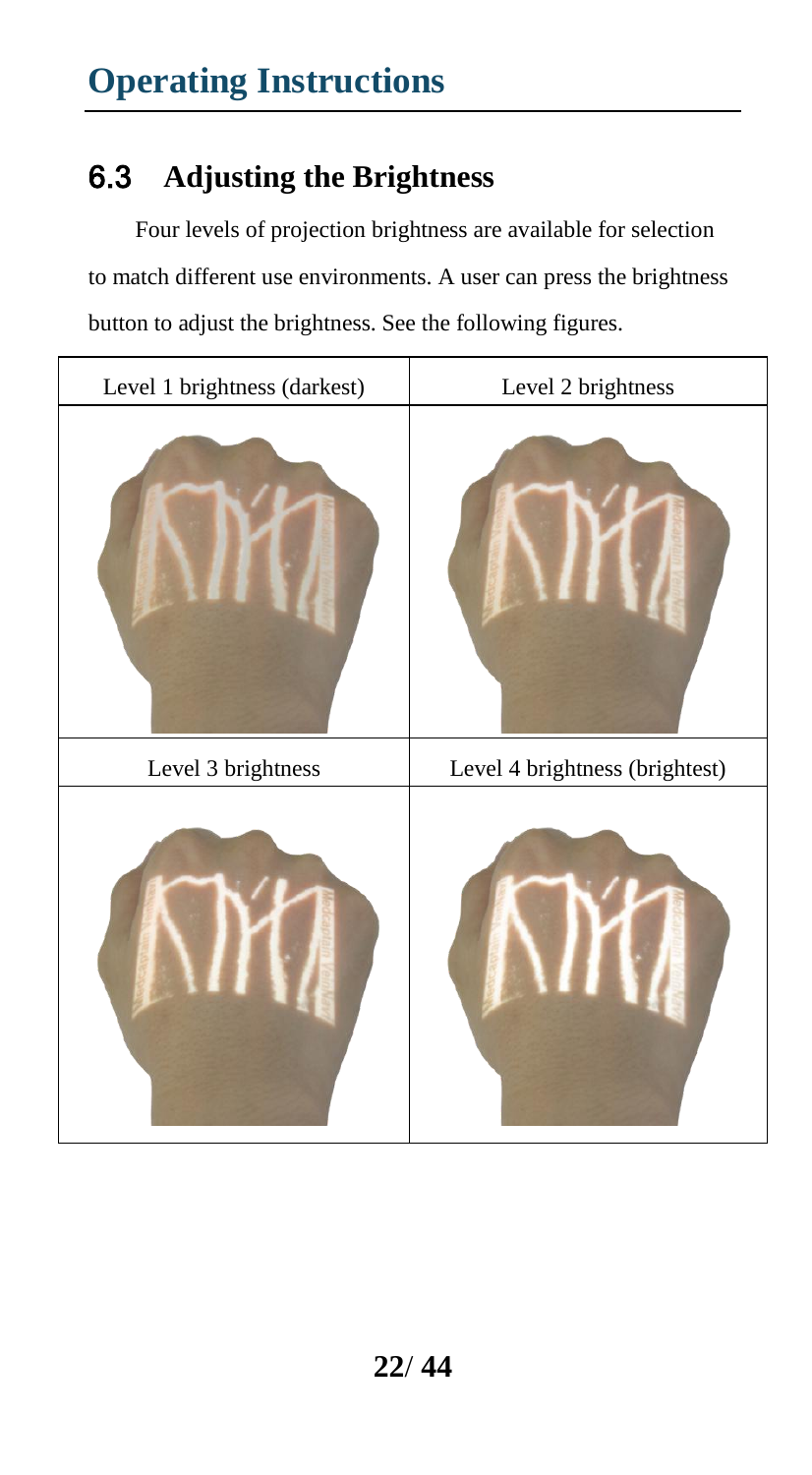# Operating Instructions

## 6.3 Adjusting the Brightness

Four levels of projection brightness are available for selection to match different use environments. A user can press the brightness button to adjust the brightness. See the following figures.

| Level 1 brightness (darkest) | Level 2 brightness |
|---|---|
| | |
| Level 3 brightness | Level 4 brightness (brightest) |
| | |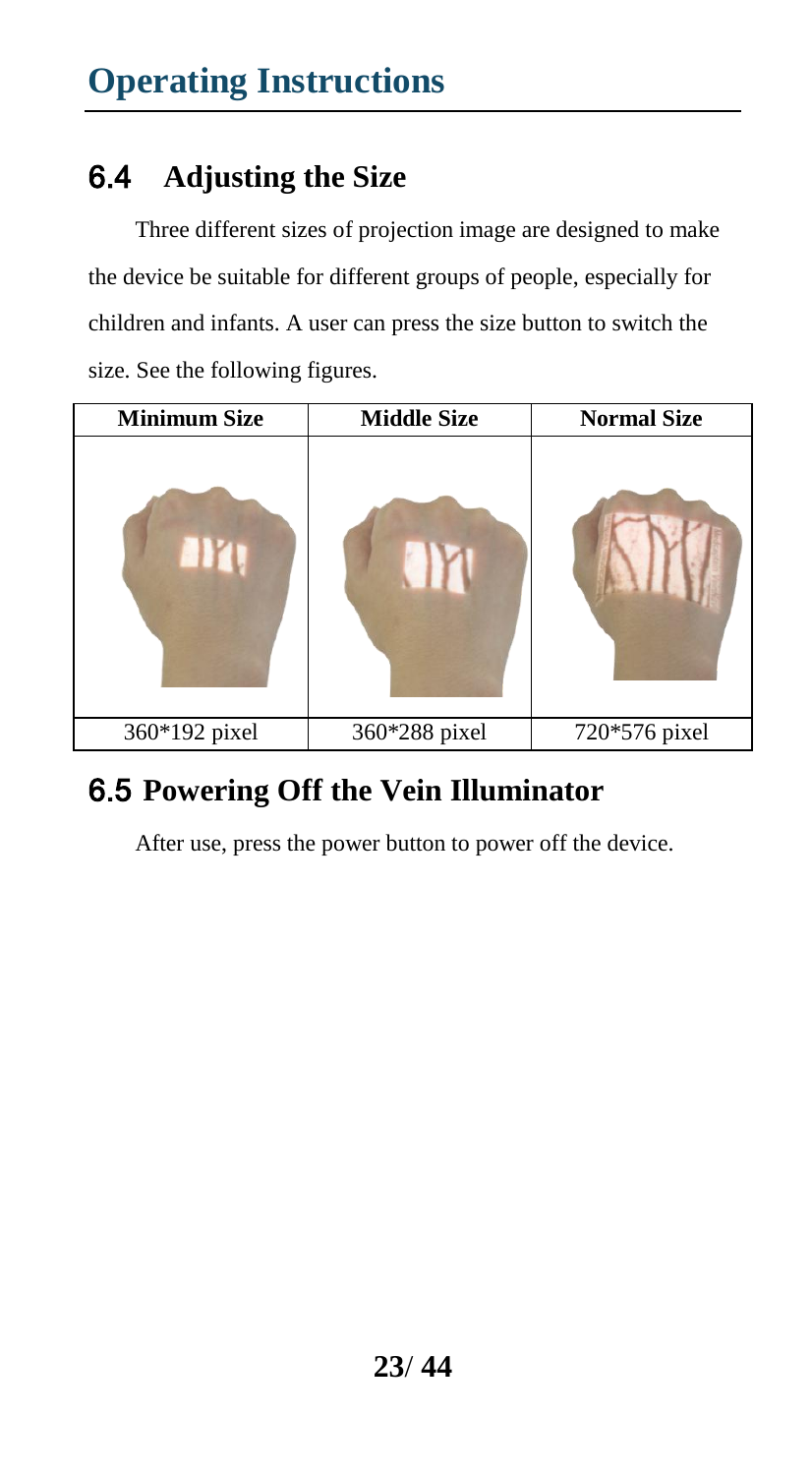## 6.4 Adjusting the Size

Three different sizes of projection image are designed to make the device be suitable for different groups of people, especially for children and infants. A user can press the size button to switch the size. See the following figures.

| Minimum Size | Middle Size | Normal Size |
|---|---|---|
| | | |
| 360*192 pixel | 360*288 pixel | 720*576 pixel |

## 6.5 Powering Off the Vein Illuminator

After use, press the power button to power off the device.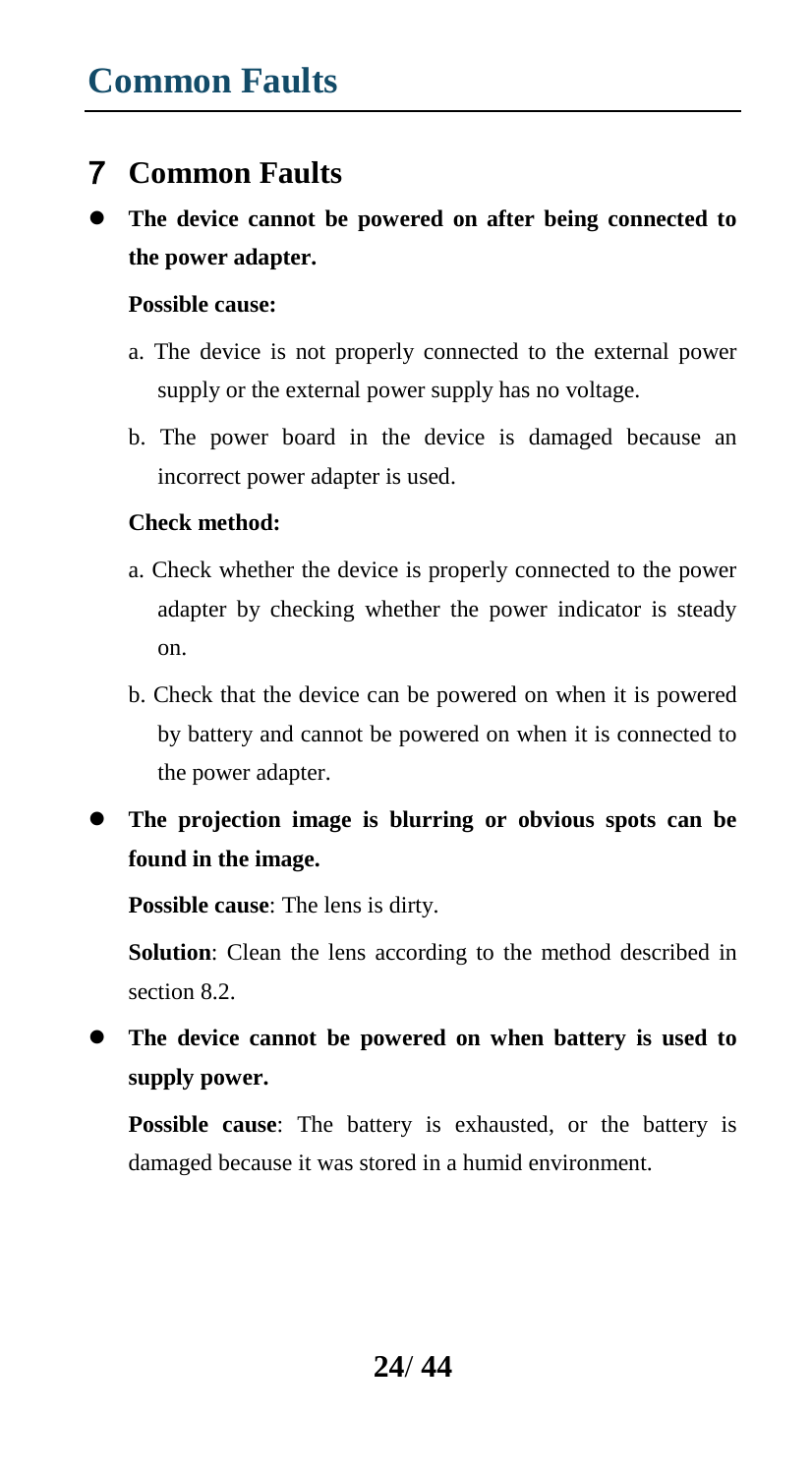# 7 Common Faults

- **The device cannot be powered on after being connected to the power adapter.**

  **Possible cause:**

  a. The device is not properly connected to the external power supply or the external power supply has no voltage.

  b. The power board in the device is damaged because an incorrect power adapter is used.

  **Check method:**

  a. Check whether the device is properly connected to the power adapter by checking whether the power indicator is steady on.

  b. Check that the device can be powered on when it is powered by battery and cannot be powered on when it is connected to the power adapter.

- **The projection image is blurring or obvious spots can be found in the image.**

  **Possible cause**: The lens is dirty.

  **Solution**: Clean the lens according to the method described in section 8.2.

- **The device cannot be powered on when battery is used to supply power.**

  **Possible cause**: The battery is exhausted, or the battery is damaged because it was stored in a humid environment.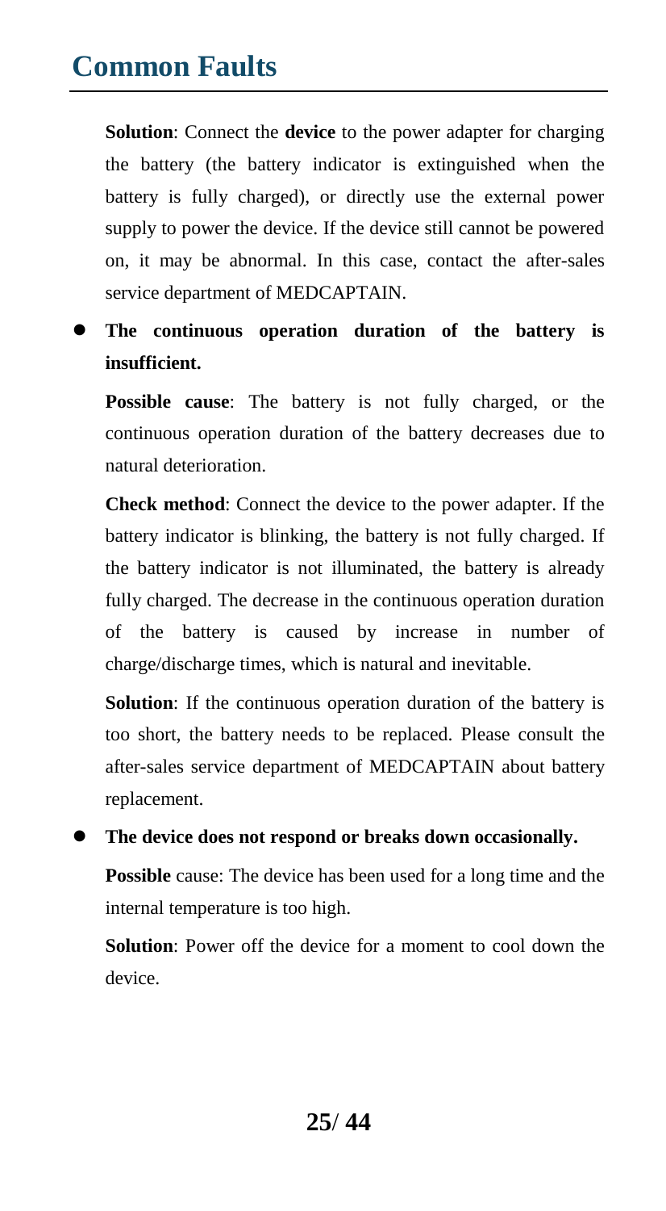# Common Faults

**Solution**: Connect the **device** to the power adapter for charging the battery (the battery indicator is extinguished when the battery is fully charged), or directly use the external power supply to power the device. If the device still cannot be powered on, it may be abnormal. In this case, contact the after-sales service department of MEDCAPTAIN.

- **The continuous operation duration of the battery is insufficient.**

  **Possible cause**: The battery is not fully charged, or the continuous operation duration of the battery decreases due to natural deterioration.

  **Check method**: Connect the device to the power adapter. If the battery indicator is blinking, the battery is not fully charged. If the battery indicator is not illuminated, the battery is already fully charged. The decrease in the continuous operation duration of the battery is caused by increase in number of charge/discharge times, which is natural and inevitable.

  **Solution**: If the continuous operation duration of the battery is too short, the battery needs to be replaced. Please consult the after-sales service department of MEDCAPTAIN about battery replacement.

- **The device does not respond or breaks down occasionally.**

  **Possible** cause: The device has been used for a long time and the internal temperature is too high.

  **Solution**: Power off the device for a moment to cool down the device.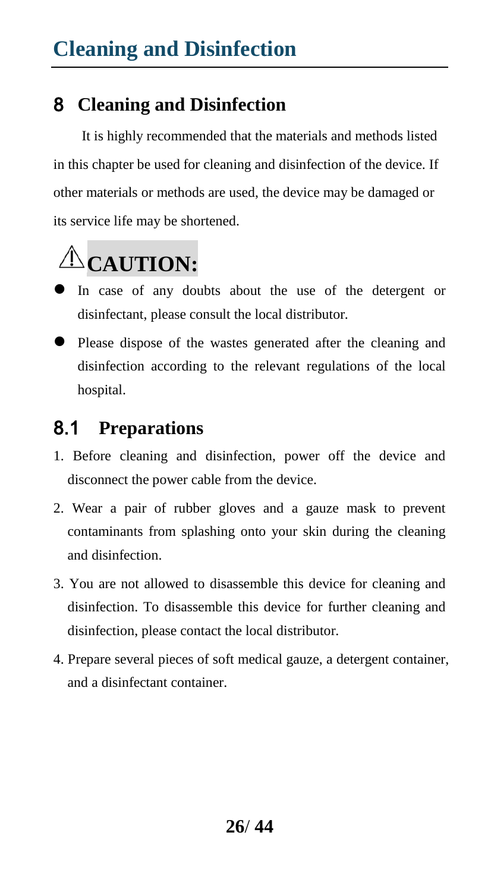# 8 Cleaning and Disinfection

It is highly recommended that the materials and methods listed in this chapter be used for cleaning and disinfection of the device. If other materials or methods are used, the device may be damaged or its service life may be shortened.

**⚠CAUTION:**

- In case of any doubts about the use of the detergent or disinfectant, please consult the local distributor.
- Please dispose of the wastes generated after the cleaning and disinfection according to the relevant regulations of the local hospital.

## 8.1 Preparations

1. Before cleaning and disinfection, power off the device and disconnect the power cable from the device.
2. Wear a pair of rubber gloves and a gauze mask to prevent contaminants from splashing onto your skin during the cleaning and disinfection.
3. You are not allowed to disassemble this device for cleaning and disinfection. To disassemble this device for further cleaning and disinfection, please contact the local distributor.
4. Prepare several pieces of soft medical gauze, a detergent container, and a disinfectant container.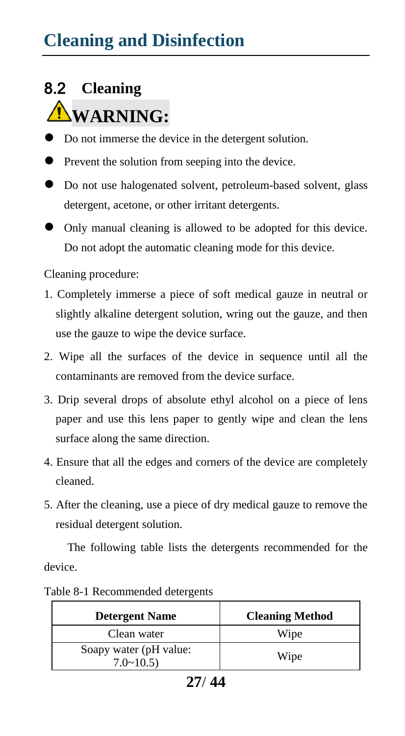# Cleaning and Disinfection

## 8.2 Cleaning

**WARNING:**

- Do not immerse the device in the detergent solution.
- Prevent the solution from seeping into the device.
- Do not use halogenated solvent, petroleum-based solvent, glass detergent, acetone, or other irritant detergents.
- Only manual cleaning is allowed to be adopted for this device. Do not adopt the automatic cleaning mode for this device.

Cleaning procedure:

1. Completely immerse a piece of soft medical gauze in neutral or slightly alkaline detergent solution, wring out the gauze, and then use the gauze to wipe the device surface.
2. Wipe all the surfaces of the device in sequence until all the contaminants are removed from the device surface.
3. Drip several drops of absolute ethyl alcohol on a piece of lens paper and use this lens paper to gently wipe and clean the lens surface along the same direction.
4. Ensure that all the edges and corners of the device are completely cleaned.
5. After the cleaning, use a piece of dry medical gauze to remove the residual detergent solution.

The following table lists the detergents recommended for the device.

Table 8-1 Recommended detergents

| Detergent Name | Cleaning Method |
|---|---|
| Clean water | Wipe |
| Soapy water (pH value: 7.0~10.5) | Wipe |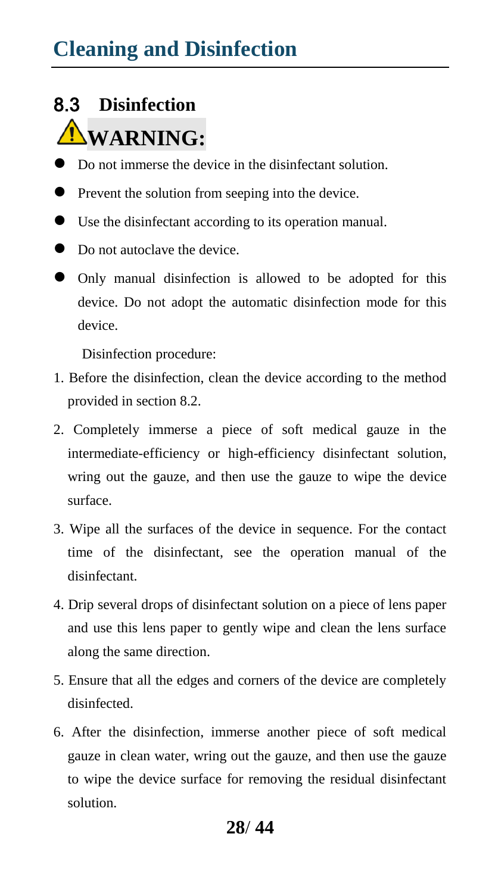## 8.3 Disinfection

**⚠WARNING:**

- Do not immerse the device in the disinfectant solution.
- Prevent the solution from seeping into the device.
- Use the disinfectant according to its operation manual.
- Do not autoclave the device.
- Only manual disinfection is allowed to be adopted for this device. Do not adopt the automatic disinfection mode for this device.

Disinfection procedure:

1. Before the disinfection, clean the device according to the method provided in section 8.2.
2. Completely immerse a piece of soft medical gauze in the intermediate-efficiency or high-efficiency disinfectant solution, wring out the gauze, and then use the gauze to wipe the device surface.
3. Wipe all the surfaces of the device in sequence. For the contact time of the disinfectant, see the operation manual of the disinfectant.
4. Drip several drops of disinfectant solution on a piece of lens paper and use this lens paper to gently wipe and clean the lens surface along the same direction.
5. Ensure that all the edges and corners of the device are completely disinfected.
6. After the disinfection, immerse another piece of soft medical gauze in clean water, wring out the gauze, and then use the gauze to wipe the device surface for removing the residual disinfectant solution.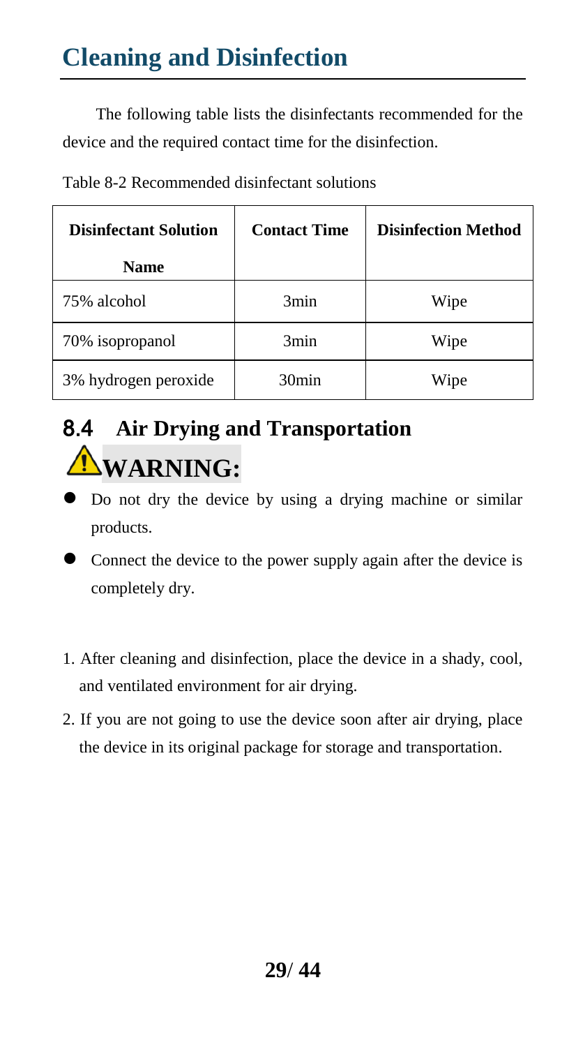# Cleaning and Disinfection

The following table lists the disinfectants recommended for the device and the required contact time for the disinfection.

Table 8-2 Recommended disinfectant solutions

| Disinfectant Solution Name | Contact Time | Disinfection Method |
| --- | --- | --- |
| 75% alcohol | 3min | Wipe |
| 70% isopropanol | 3min | Wipe |
| 3% hydrogen peroxide | 30min | Wipe |

## 8.4 Air Drying and Transportation

**⚠WARNING:**

- Do not dry the device by using a drying machine or similar products.
- Connect the device to the power supply again after the device is completely dry.

1. After cleaning and disinfection, place the device in a shady, cool, and ventilated environment for air drying.
2. If you are not going to use the device soon after air drying, place the device in its original package for storage and transportation.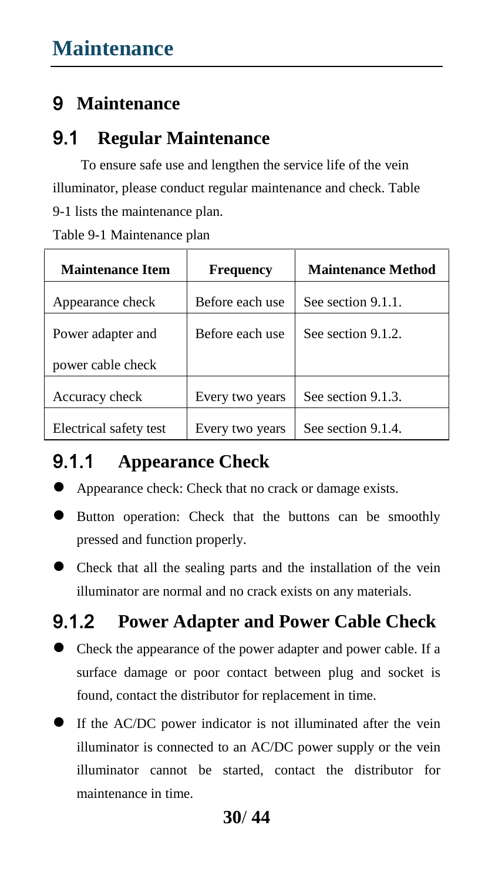# 9 Maintenance

## 9.1 Regular Maintenance

To ensure safe use and lengthen the service life of the vein illuminator, please conduct regular maintenance and check. Table 9-1 lists the maintenance plan.

Table 9-1 Maintenance plan

| Maintenance Item | Frequency | Maintenance Method |
|---|---|---|
| Appearance check | Before each use | See section 9.1.1. |
| Power adapter and power cable check | Before each use | See section 9.1.2. |
| Accuracy check | Every two years | See section 9.1.3. |
| Electrical safety test | Every two years | See section 9.1.4. |

### 9.1.1 Appearance Check

- Appearance check: Check that no crack or damage exists.
- Button operation: Check that the buttons can be smoothly pressed and function properly.
- Check that all the sealing parts and the installation of the vein illuminator are normal and no crack exists on any materials.

### 9.1.2 Power Adapter and Power Cable Check

- Check the appearance of the power adapter and power cable. If a surface damage or poor contact between plug and socket is found, contact the distributor for replacement in time.
- If the AC/DC power indicator is not illuminated after the vein illuminator is connected to an AC/DC power supply or the vein illuminator cannot be started, contact the distributor for maintenance in time.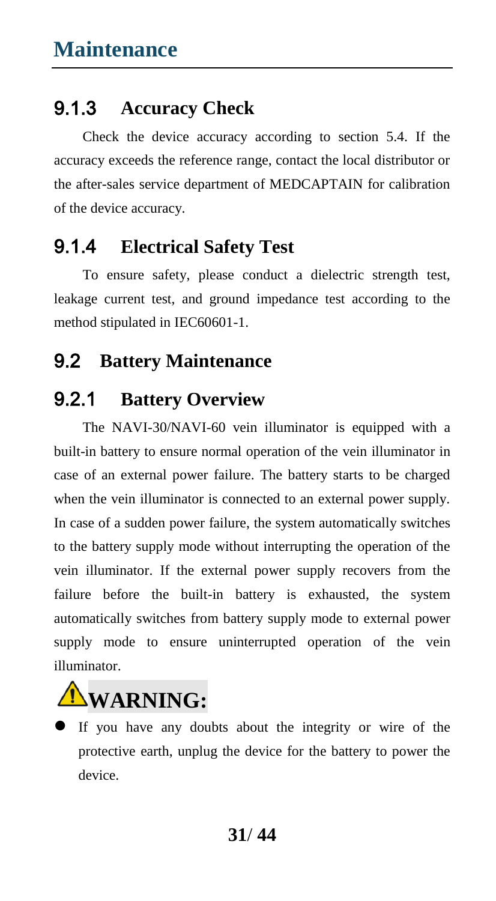# Maintenance

### 9.1.3 Accuracy Check

Check the device accuracy according to section 5.4. If the accuracy exceeds the reference range, contact the local distributor or the after-sales service department of MEDCAPTAIN for calibration of the device accuracy.

### 9.1.4 Electrical Safety Test

To ensure safety, please conduct a dielectric strength test, leakage current test, and ground impedance test according to the method stipulated in IEC60601-1.

## 9.2 Battery Maintenance

### 9.2.1 Battery Overview

The NAVI-30/NAVI-60 vein illuminator is equipped with a built-in battery to ensure normal operation of the vein illuminator in case of an external power failure. The battery starts to be charged when the vein illuminator is connected to an external power supply. In case of a sudden power failure, the system automatically switches to the battery supply mode without interrupting the operation of the vein illuminator. If the external power supply recovers from the failure before the built-in battery is exhausted, the system automatically switches from battery supply mode to external power supply mode to ensure uninterrupted operation of the vein illuminator.

**⚠WARNING:**

- If you have any doubts about the integrity or wire of the protective earth, unplug the device for the battery to power the device.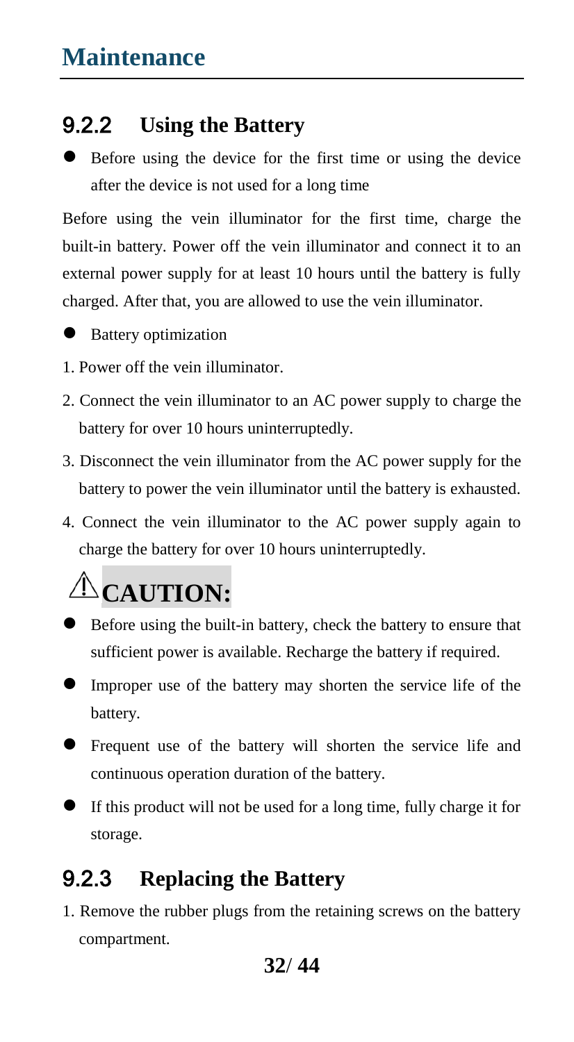# Maintenance

### 9.2.2 Using the Battery

- Before using the device for the first time or using the device after the device is not used for a long time

Before using the vein illuminator for the first time, charge the built-in battery. Power off the vein illuminator and connect it to an external power supply for at least 10 hours until the battery is fully charged. After that, you are allowed to use the vein illuminator.

- Battery optimization

1. Power off the vein illuminator.
2. Connect the vein illuminator to an AC power supply to charge the battery for over 10 hours uninterruptedly.
3. Disconnect the vein illuminator from the AC power supply for the battery to power the vein illuminator until the battery is exhausted.
4. Connect the vein illuminator to the AC power supply again to charge the battery for over 10 hours uninterruptedly.

## ⚠CAUTION:

- Before using the built-in battery, check the battery to ensure that sufficient power is available. Recharge the battery if required.
- Improper use of the battery may shorten the service life of the battery.
- Frequent use of the battery will shorten the service life and continuous operation duration of the battery.
- If this product will not be used for a long time, fully charge it for storage.

### 9.2.3 Replacing the Battery

1. Remove the rubber plugs from the retaining screws on the battery compartment.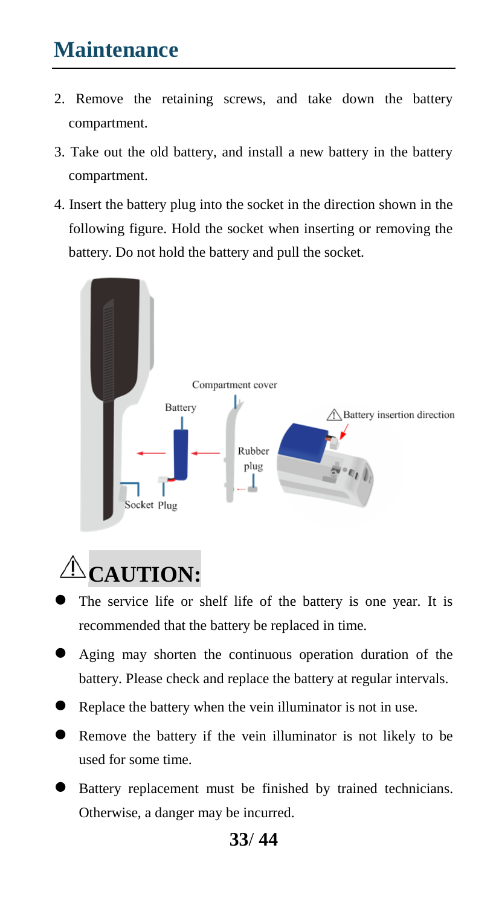# Maintenance

2. Remove the retaining screws, and take down the battery compartment.
3. Take out the old battery, and install a new battery in the battery compartment.
4. Insert the battery plug into the socket in the direction shown in the following figure. Hold the socket when inserting or removing the battery. Do not hold the battery and pull the socket.

## ⚠CAUTION:

- The service life or shelf life of the battery is one year. It is recommended that the battery be replaced in time.
- Aging may shorten the continuous operation duration of the battery. Please check and replace the battery at regular intervals.
- Replace the battery when the vein illuminator is not in use.
- Remove the battery if the vein illuminator is not likely to be used for some time.
- Battery replacement must be finished by trained technicians. Otherwise, a danger may be incurred.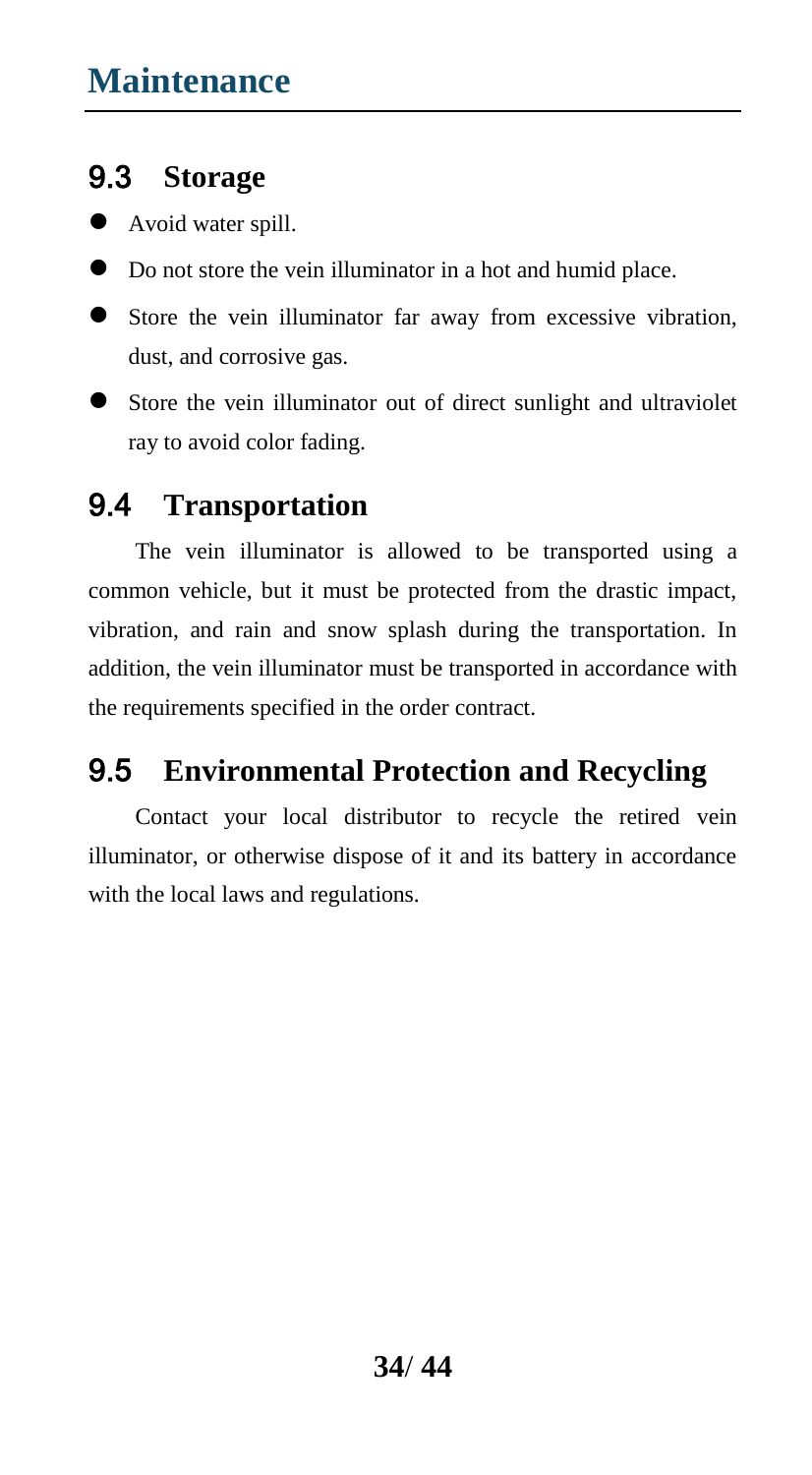# Maintenance

## 9.3 Storage

- Avoid water spill.
- Do not store the vein illuminator in a hot and humid place.
- Store the vein illuminator far away from excessive vibration, dust, and corrosive gas.
- Store the vein illuminator out of direct sunlight and ultraviolet ray to avoid color fading.

## 9.4 Transportation

The vein illuminator is allowed to be transported using a common vehicle, but it must be protected from the drastic impact, vibration, and rain and snow splash during the transportation. In addition, the vein illuminator must be transported in accordance with the requirements specified in the order contract.

## 9.5 Environmental Protection and Recycling

Contact your local distributor to recycle the retired vein illuminator, or otherwise dispose of it and its battery in accordance with the local laws and regulations.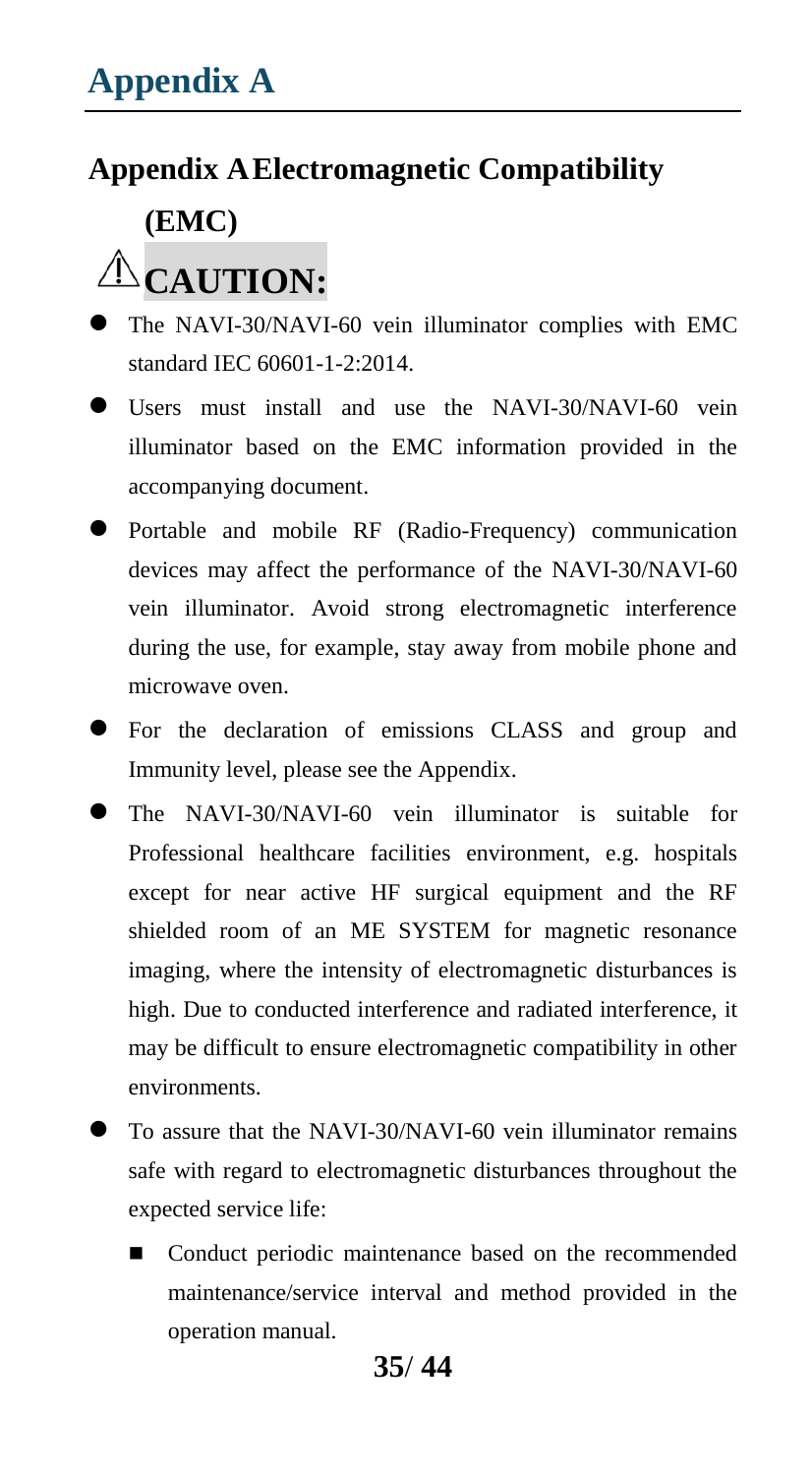# Appendix A

## Appendix A Electromagnetic Compatibility (EMC)

## ⚠ CAUTION:

- The NAVI-30/NAVI-60 vein illuminator complies with EMC standard IEC 60601-1-2:2014.
- Users must install and use the NAVI-30/NAVI-60 vein illuminator based on the EMC information provided in the accompanying document.
- Portable and mobile RF (Radio-Frequency) communication devices may affect the performance of the NAVI-30/NAVI-60 vein illuminator. Avoid strong electromagnetic interference during the use, for example, stay away from mobile phone and microwave oven.
- For the declaration of emissions CLASS and group and Immunity level, please see the Appendix.
- The NAVI-30/NAVI-60 vein illuminator is suitable for Professional healthcare facilities environment, e.g. hospitals except for near active HF surgical equipment and the RF shielded room of an ME SYSTEM for magnetic resonance imaging, where the intensity of electromagnetic disturbances is high. Due to conducted interference and radiated interference, it may be difficult to ensure electromagnetic compatibility in other environments.
- To assure that the NAVI-30/NAVI-60 vein illuminator remains safe with regard to electromagnetic disturbances throughout the expected service life:
  - Conduct periodic maintenance based on the recommended maintenance/service interval and method provided in the operation manual.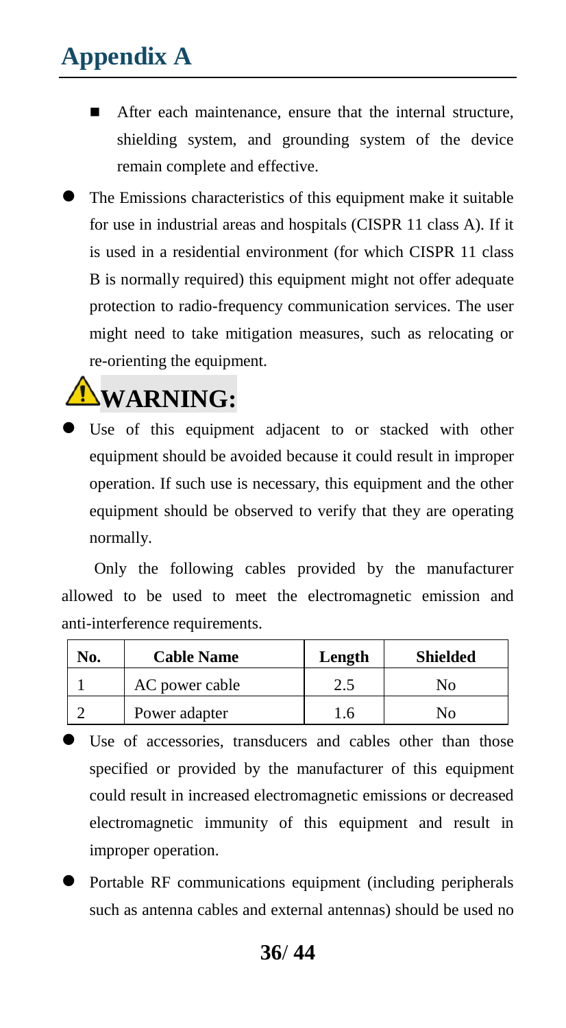# Appendix A

- After each maintenance, ensure that the internal structure, shielding system, and grounding system of the device remain complete and effective.

- The Emissions characteristics of this equipment make it suitable for use in industrial areas and hospitals (CISPR 11 class A). If it is used in a residential environment (for which CISPR 11 class B is normally required) this equipment might not offer adequate protection to radio-frequency communication services. The user might need to take mitigation measures, such as relocating or re-orienting the equipment.

**⚠WARNING:**

- Use of this equipment adjacent to or stacked with other equipment should be avoided because it could result in improper operation. If such use is necessary, this equipment and the other equipment should be observed to verify that they are operating normally.

Only the following cables provided by the manufacturer allowed to be used to meet the electromagnetic emission and anti-interference requirements.

| No. | Cable Name | Length | Shielded |
|---|---|---|---|
| 1 | AC power cable | 2.5 | No |
| 2 | Power adapter | 1.6 | No |

- Use of accessories, transducers and cables other than those specified or provided by the manufacturer of this equipment could result in increased electromagnetic emissions or decreased electromagnetic immunity of this equipment and result in improper operation.

- Portable RF communications equipment (including peripherals such as antenna cables and external antennas) should be used no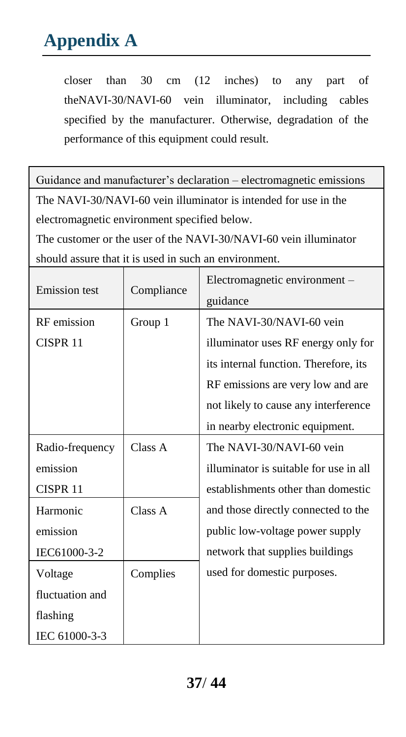# Appendix A

closer than 30 cm (12 inches) to any part of theNAVI-30/NAVI-60 vein illuminator, including cables specified by the manufacturer. Otherwise, degradation of the performance of this equipment could result.

| Guidance and manufacturer's declaration – electromagnetic emissions | | |
|---|---|---|
| The NAVI-30/NAVI-60 vein illuminator is intended for use in the electromagnetic environment specified below. The customer or the user of the NAVI-30/NAVI-60 vein illuminator should assure that it is used in such an environment. | | |
| Emission test | Compliance | Electromagnetic environment – guidance |
| RF emission CISPR 11 | Group 1 | The NAVI-30/NAVI-60 vein illuminator uses RF energy only for its internal function. Therefore, its RF emissions are very low and are not likely to cause any interference in nearby electronic equipment. |
| Radio-frequency emission CISPR 11 | Class A | The NAVI-30/NAVI-60 vein illuminator is suitable for use in all establishments other than domestic and those directly connected to the public low-voltage power supply network that supplies buildings used for domestic purposes. |
| Harmonic emission IEC61000-3-2 | Class A | |
| Voltage fluctuation and flashing IEC 61000-3-3 | Complies | |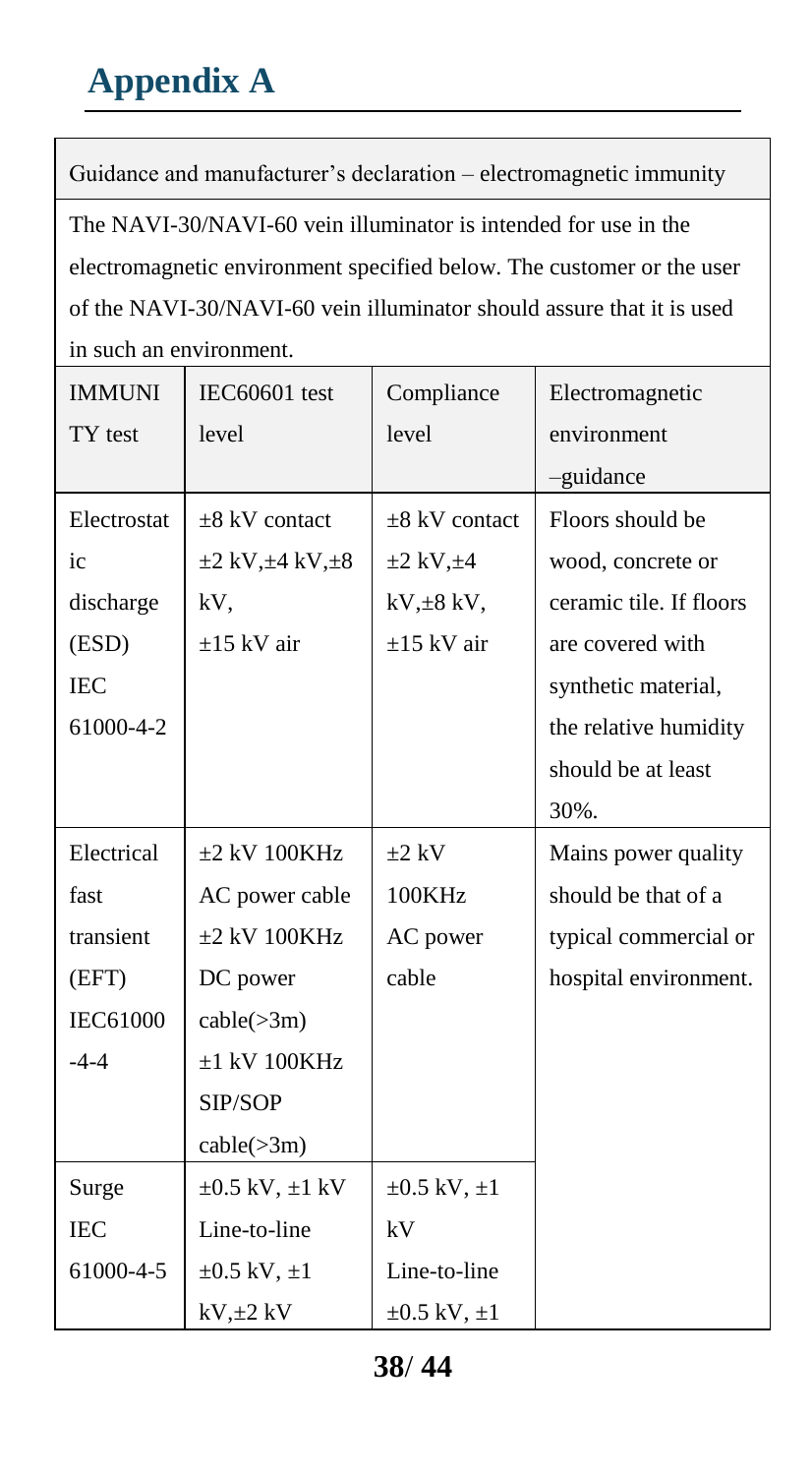# Appendix A

| Guidance and manufacturer's declaration – electromagnetic immunity | | | |
|---|---|---|---|
| The NAVI-30/NAVI-60 vein illuminator is intended for use in the electromagnetic environment specified below. The customer or the user of the NAVI-30/NAVI-60 vein illuminator should assure that it is used in such an environment. | | | |
| IMMUNITY test | IEC60601 test level | Compliance level | Electromagnetic environment –guidance |
| Electrostatic discharge (ESD) IEC 61000-4-2 | ±8 kV contact ±2 kV,±4 kV,±8 kV, ±15 kV air | ±8 kV contact ±2 kV,±4 kV,±8 kV, ±15 kV air | Floors should be wood, concrete or ceramic tile. If floors are covered with synthetic material, the relative humidity should be at least 30%. |
| Electrical fast transient (EFT) IEC61000-4-4 | ±2 kV 100KHz AC power cable ±2 kV 100KHz DC power cable(>3m) ±1 kV 100KHz SIP/SOP cable(>3m) | ±2 kV 100KHz AC power cable | Mains power quality should be that of a typical commercial or hospital environment. |
| Surge IEC 61000-4-5 | ±0.5 kV, ±1 kV Line-to-line ±0.5 kV, ±1 kV,±2 kV | ±0.5 kV, ±1 kV Line-to-line ±0.5 kV, ±1 | |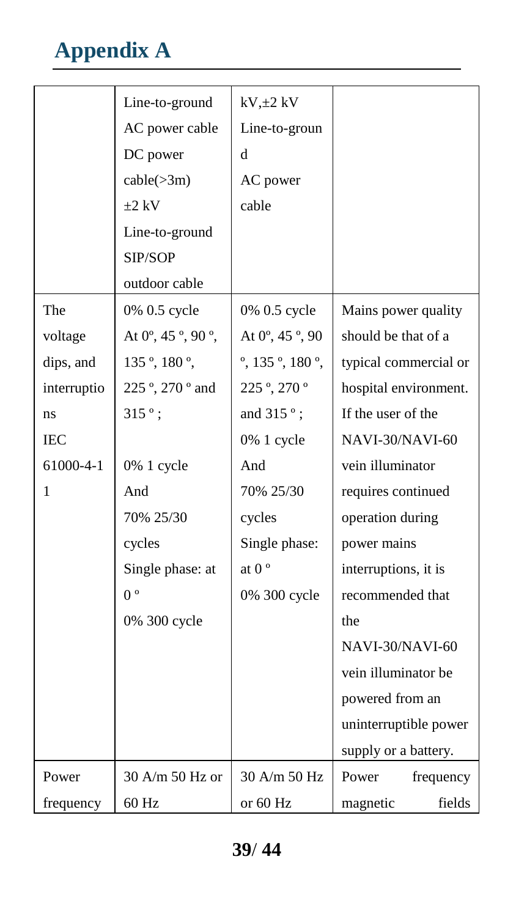# Appendix A

| | | | |
|---|---|---|---|
| | Line-to-ground AC power cable DC power cable(>3m) ±2 kV Line-to-ground SIP/SOP outdoor cable | kV,±2 kV Line-to-ground AC power cable | |
| The voltage dips, and interruptions IEC 61000-4-11 | 0% 0.5 cycle At 0º, 45 º, 90 º, 135 º, 180 º, 225 º, 270 º and 315 º; 0% 1 cycle And 70% 25/30 cycles Single phase: at 0 º 0% 300 cycle | 0% 0.5 cycle At 0º, 45 º, 90 º, 135 º, 180 º, 225 º, 270 º and 315 º; 0% 1 cycle And 70% 25/30 cycles Single phase: at 0 º 0% 300 cycle | Mains power quality should be that of a typical commercial or hospital environment. If the user of the NAVI-30/NAVI-60 vein illuminator requires continued operation during power mains interruptions, it is recommended that the NAVI-30/NAVI-60 vein illuminator be powered from an uninterruptible power supply or a battery. |
| Power frequency | 30 A/m 50 Hz or 60 Hz | 30 A/m 50 Hz or 60 Hz | Power frequency magnetic fields |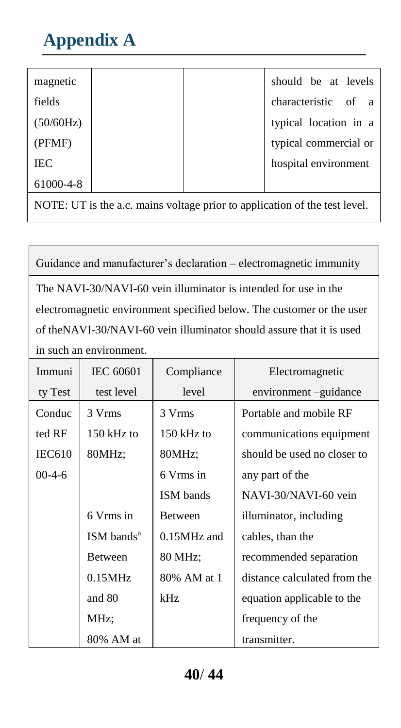# Appendix A

| | | | |
|---|---|---|---|
| magnetic fields (50/60Hz) (PFMF) IEC 61000-4-8 | | | should be at levels characteristic of a typical location in a typical commercial or hospital environment |
| NOTE: UT is the a.c. mains voltage prior to application of the test level. | | | |

| Guidance and manufacturer's declaration – electromagnetic immunity | | | |
|---|---|---|---|
| The NAVI-30/NAVI-60 vein illuminator is intended for use in the electromagnetic environment specified below. The customer or the user of theNAVI-30/NAVI-60 vein illuminator should assure that it is used in such an environment. | | | |
| Immunity Test | IEC 60601 test level | Compliance level | Electromagnetic environment –guidance |
| Conducted RF IEC61000-4-6 | 3 Vrms 150 kHz to 80MHz; 6 Vrms in ISM bands[a] Between 0.15MHz and 80 MHz; 80% AM at | 3 Vrms 150 kHz to 80MHz; 6 Vrms in ISM bands Between 0.15MHz and 80 MHz; 80% AM at 1 kHz | Portable and mobile RF communications equipment should be used no closer to any part of the NAVI-30/NAVI-60 vein illuminator, including cables, than the recommended separation distance calculated from the equation applicable to the frequency of the transmitter. |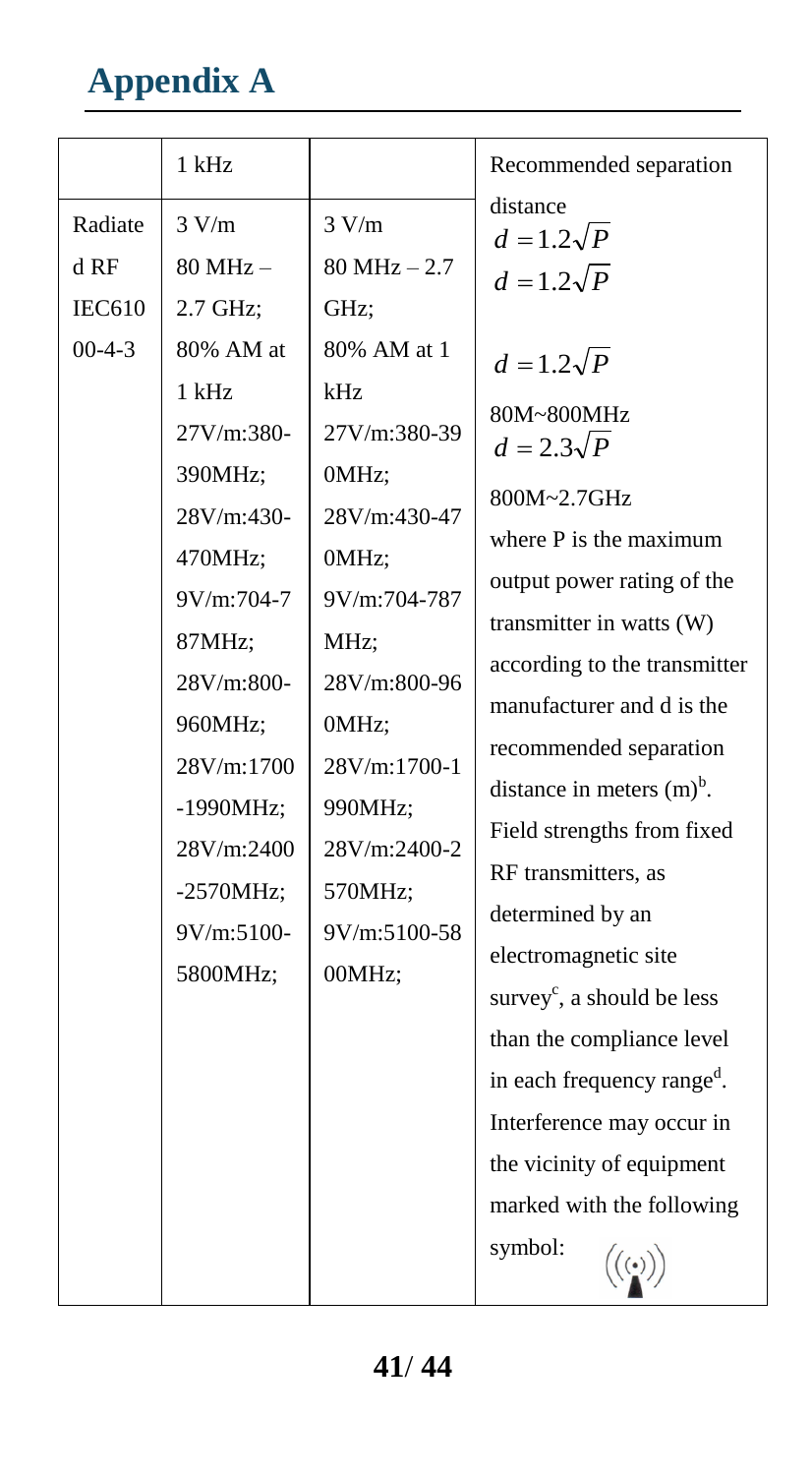# Appendix A

| | 1 kHz | | Recommended separation distance |
|---|---|---|---|
| Radiated RF IEC61000-4-3 | 3 V/m 80 MHz – 2.7 GHz; 80% AM at 1 kHz 27V/m:380-390MHz; 28V/m:430-470MHz; 9V/m:704-787MHz; 28V/m:800-960MHz; 28V/m:1700-1990MHz; 28V/m:2400-2570MHz; 9V/m:5100-5800MHz; | 3 V/m 80 MHz – 2.7 GHz; 80% AM at 1 kHz 27V/m:380-390MHz; 28V/m:430-470MHz; 9V/m:704-787MHz; 28V/m:800-960MHz; 28V/m:1700-1990MHz; 28V/m:2400-2570MHz; 9V/m:5100-5800MHz; | $d = 1.2\sqrt{P}$ <br> $d = 1.2\sqrt{P}$ <br> $d = 1.2\sqrt{P}$ 80M~800MHz <br> $d = 2.3\sqrt{P}$ 800M~2.7GHz <br> where P is the maximum output power rating of the transmitter in watts (W) according to the transmitter manufacturer and d is the recommended separation distance in meters (m)[b]. Field strengths from fixed RF transmitters, as determined by an electromagnetic site survey[c], a should be less than the compliance level in each frequency range[d]. Interference may occur in the vicinity of equipment marked with the following symbol: |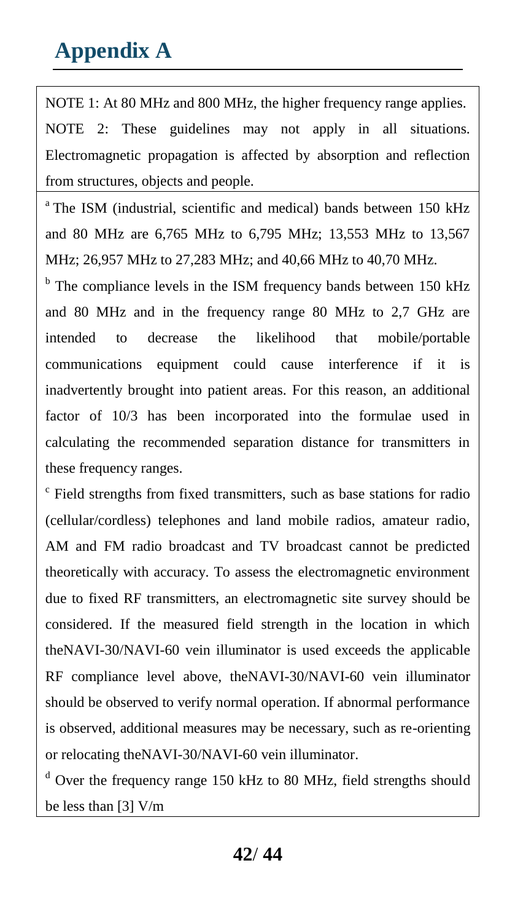# Appendix A

NOTE 1: At 80 MHz and 800 MHz, the higher frequency range applies.

NOTE 2: These guidelines may not apply in all situations. Electromagnetic propagation is affected by absorption and reflection from structures, objects and people.

[a] The ISM (industrial, scientific and medical) bands between 150 kHz and 80 MHz are 6,765 MHz to 6,795 MHz; 13,553 MHz to 13,567 MHz; 26,957 MHz to 27,283 MHz; and 40,66 MHz to 40,70 MHz.

[b] The compliance levels in the ISM frequency bands between 150 kHz and 80 MHz and in the frequency range 80 MHz to 2,7 GHz are intended to decrease the likelihood that mobile/portable communications equipment could cause interference if it is inadvertently brought into patient areas. For this reason, an additional factor of 10/3 has been incorporated into the formulae used in calculating the recommended separation distance for transmitters in these frequency ranges.

[c] Field strengths from fixed transmitters, such as base stations for radio (cellular/cordless) telephones and land mobile radios, amateur radio, AM and FM radio broadcast and TV broadcast cannot be predicted theoretically with accuracy. To assess the electromagnetic environment due to fixed RF transmitters, an electromagnetic site survey should be considered. If the measured field strength in the location in which theNAVI-30/NAVI-60 vein illuminator is used exceeds the applicable RF compliance level above, theNAVI-30/NAVI-60 vein illuminator should be observed to verify normal operation. If abnormal performance is observed, additional measures may be necessary, such as re-orienting or relocating theNAVI-30/NAVI-60 vein illuminator.

[d] Over the frequency range 150 kHz to 80 MHz, field strengths should be less than [3] V/m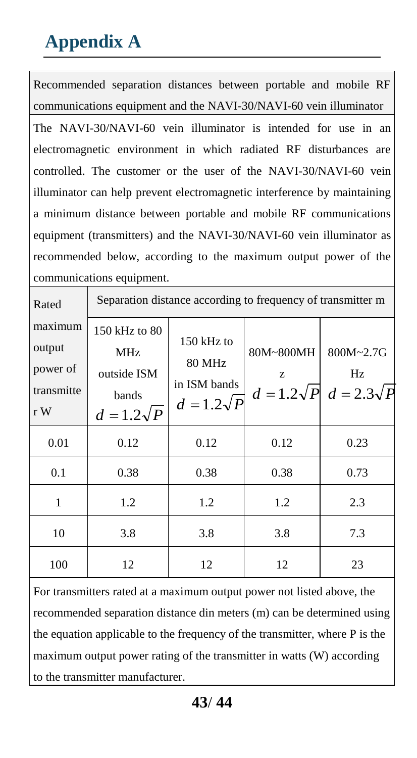# Appendix A

Recommended separation distances between portable and mobile RF communications equipment and the NAVI-30/NAVI-60 vein illuminator

The NAVI-30/NAVI-60 vein illuminator is intended for use in an electromagnetic environment in which radiated RF disturbances are controlled. The customer or the user of the NAVI-30/NAVI-60 vein illuminator can help prevent electromagnetic interference by maintaining a minimum distance between portable and mobile RF communications equipment (transmitters) and the NAVI-30/NAVI-60 vein illuminator as recommended below, according to the maximum output power of the communications equipment.

| Rated maximum output power of transmitter W | Separation distance according to frequency of transmitter m | | | |
|---|---|---|---|---|
| | 150 kHz to 80 MHz outside ISM bands $d = 1.2\sqrt{P}$ | 150 kHz to 80 MHz in ISM bands $d = 1.2\sqrt{P}$ | 80M~800MHz $d = 1.2\sqrt{P}$ | 800M~2.7GHz $d = 2.3\sqrt{P}$ |
| 0.01 | 0.12 | 0.12 | 0.12 | 0.23 |
| 0.1 | 0.38 | 0.38 | 0.38 | 0.73 |
| 1 | 1.2 | 1.2 | 1.2 | 2.3 |
| 10 | 3.8 | 3.8 | 3.8 | 7.3 |
| 100 | 12 | 12 | 12 | 23 |

For transmitters rated at a maximum output power not listed above, the recommended separation distance din meters (m) can be determined using the equation applicable to the frequency of the transmitter, where P is the maximum output power rating of the transmitter in watts (W) according to the transmitter manufacturer.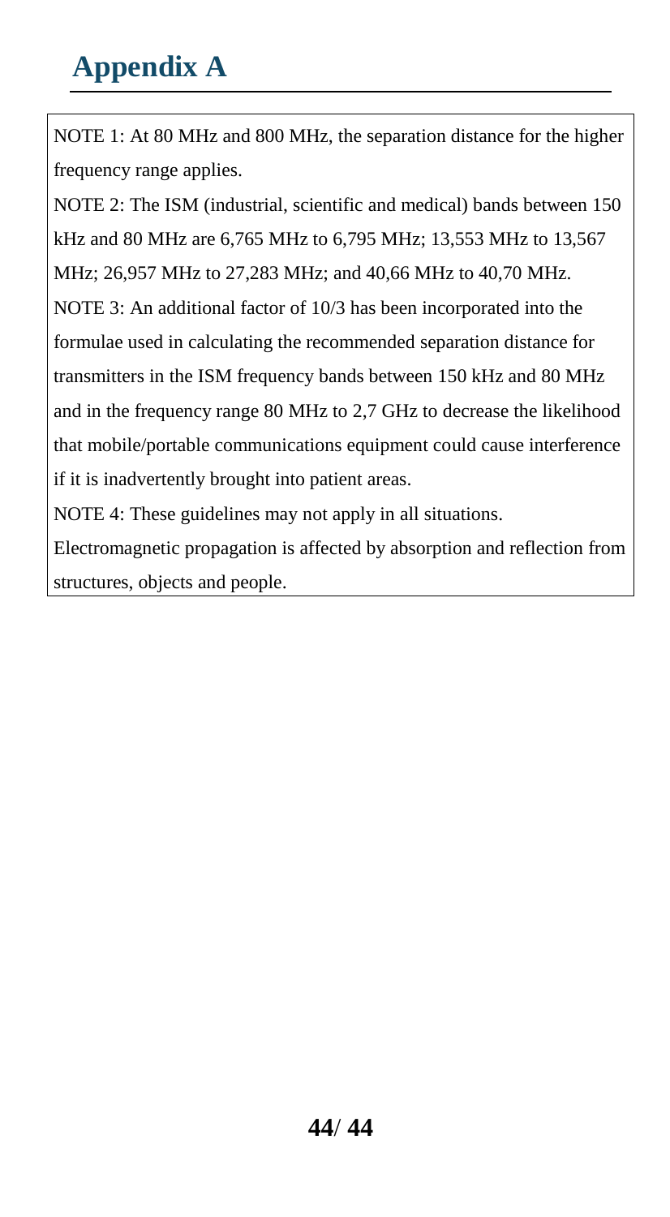# Appendix A

NOTE 1: At 80 MHz and 800 MHz, the separation distance for the higher frequency range applies.

NOTE 2: The ISM (industrial, scientific and medical) bands between 150 kHz and 80 MHz are 6,765 MHz to 6,795 MHz; 13,553 MHz to 13,567 MHz; 26,957 MHz to 27,283 MHz; and 40,66 MHz to 40,70 MHz.

NOTE 3: An additional factor of 10/3 has been incorporated into the formulae used in calculating the recommended separation distance for transmitters in the ISM frequency bands between 150 kHz and 80 MHz and in the frequency range 80 MHz to 2,7 GHz to decrease the likelihood that mobile/portable communications equipment could cause interference if it is inadvertently brought into patient areas.

NOTE 4: These guidelines may not apply in all situations.

Electromagnetic propagation is affected by absorption and reflection from structures, objects and people.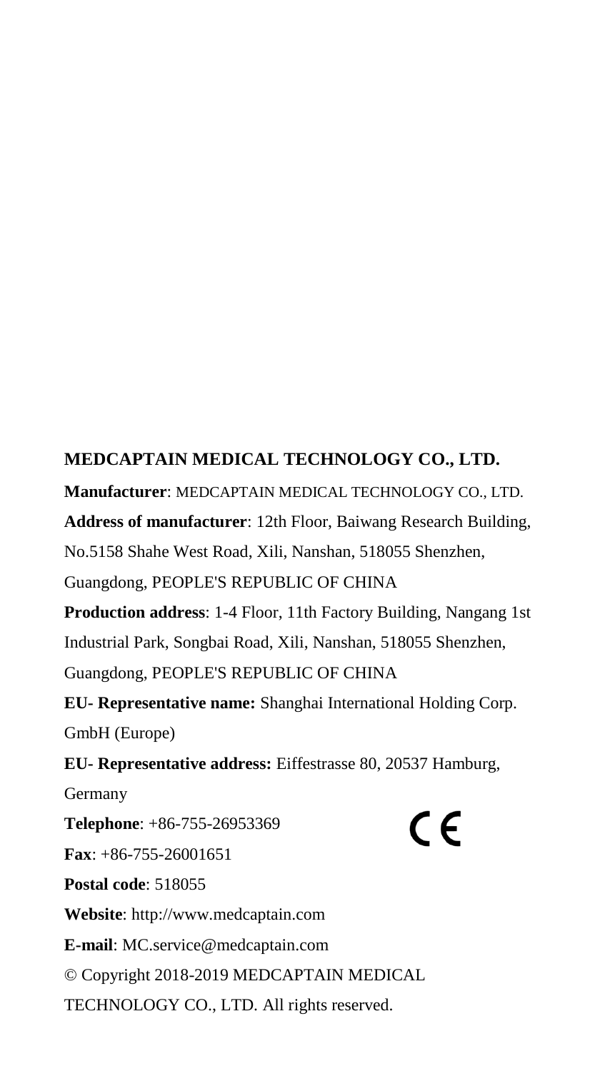**MEDCAPTAIN MEDICAL TECHNOLOGY CO., LTD.**

**Manufacturer**: MEDCAPTAIN MEDICAL TECHNOLOGY CO., LTD.

**Address of manufacturer**: 12th Floor, Baiwang Research Building, No.5158 Shahe West Road, Xili, Nanshan, 518055 Shenzhen, Guangdong, PEOPLE'S REPUBLIC OF CHINA

**Production address**: 1-4 Floor, 11th Factory Building, Nangang 1st Industrial Park, Songbai Road, Xili, Nanshan, 518055 Shenzhen, Guangdong, PEOPLE'S REPUBLIC OF CHINA

**EU- Representative name:** Shanghai International Holding Corp. GmbH (Europe)

**EU- Representative address:** Eiffestrasse 80, 20537 Hamburg, Germany

**Telephone**: +86-755-26953369

**Fax**: +86-755-26001651

**Postal code**: 518055

**Website**: http://www.medcaptain.com

**E-mail**: MC.service@medcaptain.com

© Copyright 2018-2019 MEDCAPTAIN MEDICAL TECHNOLOGY CO., LTD. All rights reserved.